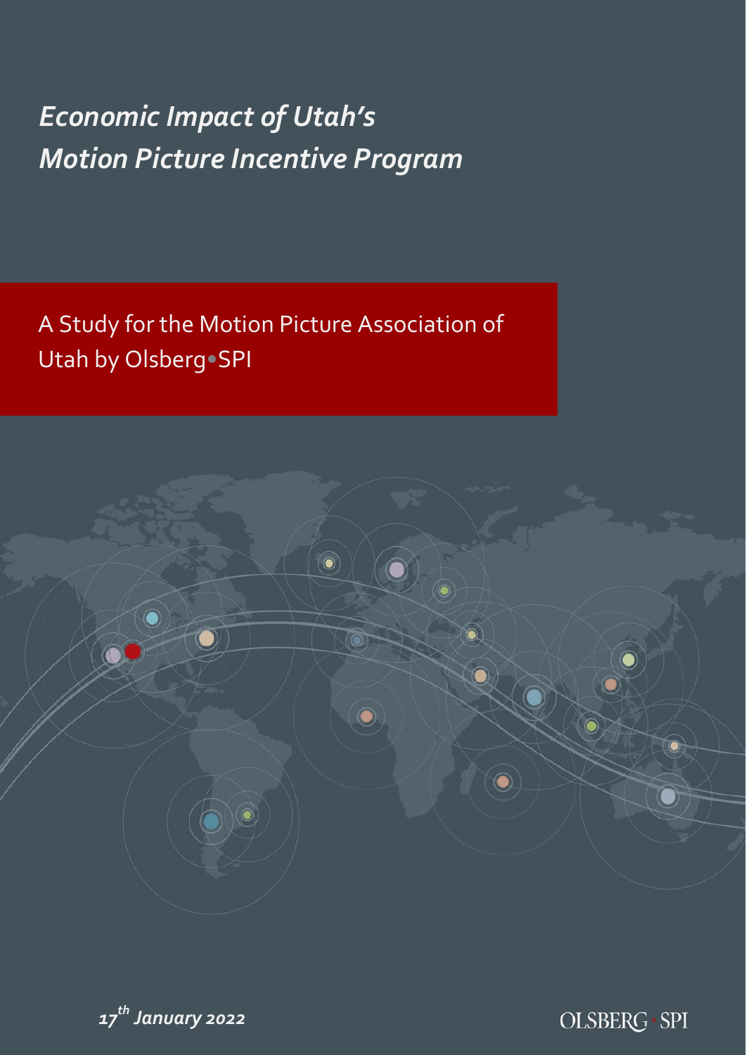# *Economic Impact of Utah's Motion Picture Incentive Program*

A Study for the Motion Picture Association of Utah by Olsberg•SPI

*17th January 2022*

OLSBERG • SPI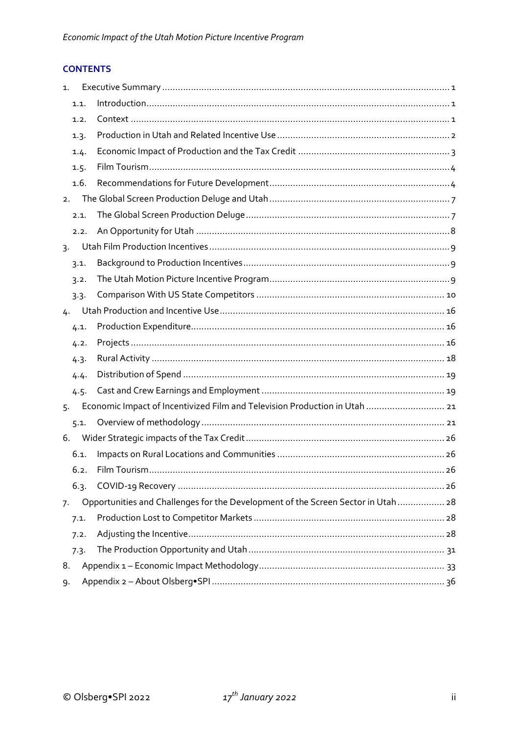## CONTENTS

1. Executive Summary ... 1
   - 1.1. Introduction ... 1
   - 1.2. Context ... 1
   - 1.3. Production in Utah and Related Incentive Use ... 2
   - 1.4. Economic Impact of Production and the Tax Credit ... 3
   - 1.5. Film Tourism ... 4
   - 1.6. Recommendations for Future Development ... 4
2. The Global Screen Production Deluge and Utah ... 7
   - 2.1. The Global Screen Production Deluge ... 7
   - 2.2. An Opportunity for Utah ... 8
3. Utah Film Production Incentives ... 9
   - 3.1. Background to Production Incentives ... 9
   - 3.2. The Utah Motion Picture Incentive Program ... 9
   - 3.3. Comparison With US State Competitors ... 10
4. Utah Production and Incentive Use ... 16
   - 4.1. Production Expenditure ... 16
   - 4.2. Projects ... 16
   - 4.3. Rural Activity ... 18
   - 4.4. Distribution of Spend ... 19
   - 4.5. Cast and Crew Earnings and Employment ... 19
5. Economic Impact of Incentivized Film and Television Production in Utah ... 21
   - 5.1. Overview of methodology ... 21
6. Wider Strategic impacts of the Tax Credit ... 26
   - 6.1. Impacts on Rural Locations and Communities ... 26
   - 6.2. Film Tourism ... 26
   - 6.3. COVID-19 Recovery ... 26
7. Opportunities and Challenges for the Development of the Screen Sector in Utah ... 28
   - 7.1. Production Lost to Competitor Markets ... 28
   - 7.2. Adjusting the Incentive ... 28
   - 7.3. The Production Opportunity and Utah ... 31
8. Appendix 1 – Economic Impact Methodology ... 33
9. Appendix 2 – About Olsberg•SPI ... 36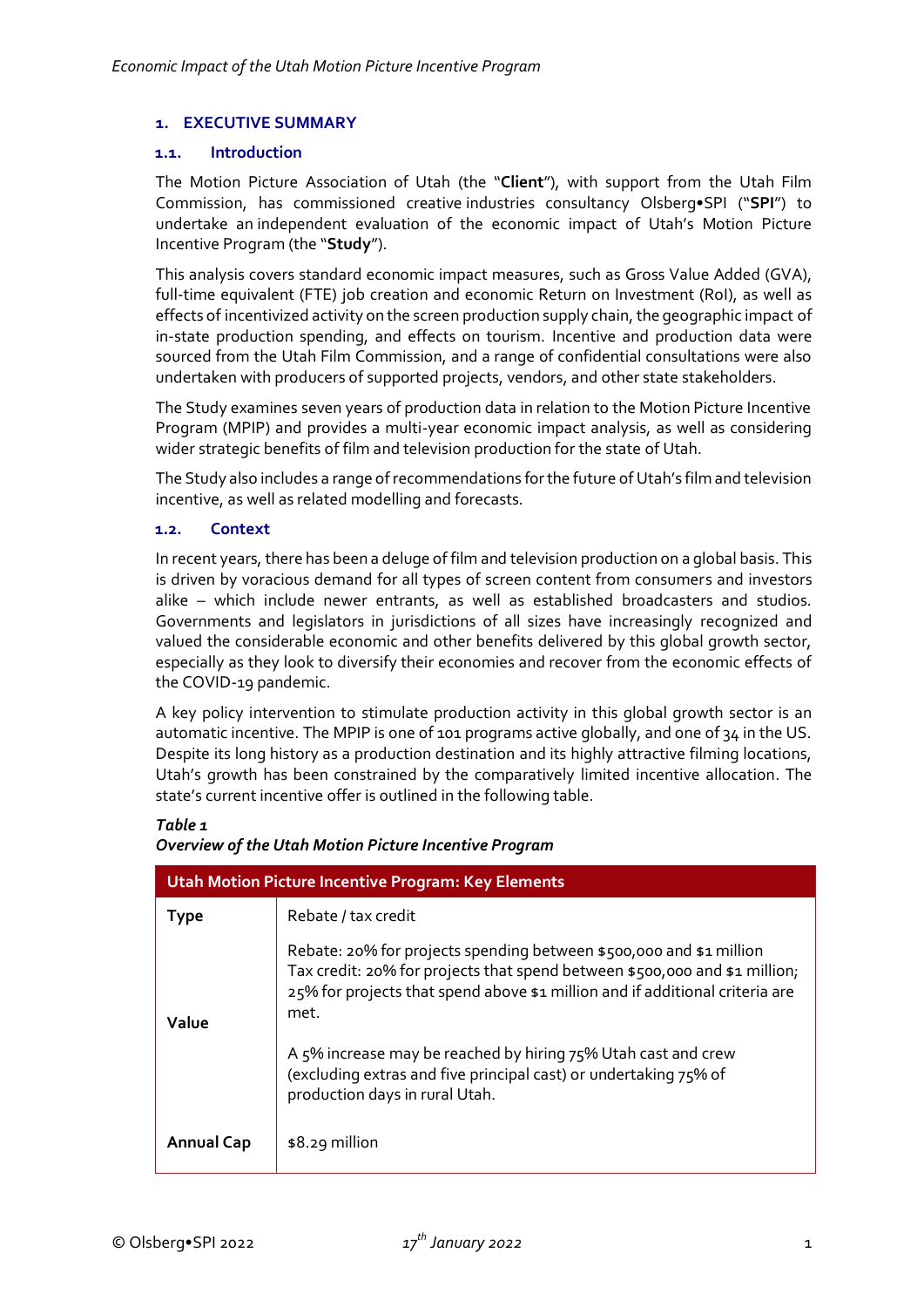## 1. EXECUTIVE SUMMARY

### 1.1. Introduction

The Motion Picture Association of Utah (the "**Client**"), with support from the Utah Film Commission, has commissioned creative industries consultancy Olsberg•SPI ("**SPI**") to undertake an independent evaluation of the economic impact of Utah's Motion Picture Incentive Program (the "**Study**").

This analysis covers standard economic impact measures, such as Gross Value Added (GVA), full-time equivalent (FTE) job creation and economic Return on Investment (RoI), as well as effects of incentivized activity on the screen production supply chain, the geographic impact of in-state production spending, and effects on tourism. Incentive and production data were sourced from the Utah Film Commission, and a range of confidential consultations were also undertaken with producers of supported projects, vendors, and other state stakeholders.

The Study examines seven years of production data in relation to the Motion Picture Incentive Program (MPIP) and provides a multi-year economic impact analysis, as well as considering wider strategic benefits of film and television production for the state of Utah.

The Study also includes a range of recommendations for the future of Utah's film and television incentive, as well as related modelling and forecasts.

### 1.2. Context

In recent years, there has been a deluge of film and television production on a global basis. This is driven by voracious demand for all types of screen content from consumers and investors alike – which include newer entrants, as well as established broadcasters and studios. Governments and legislators in jurisdictions of all sizes have increasingly recognized and valued the considerable economic and other benefits delivered by this global growth sector, especially as they look to diversify their economies and recover from the economic effects of the COVID-19 pandemic.

A key policy intervention to stimulate production activity in this global growth sector is an automatic incentive. The MPIP is one of 101 programs active globally, and one of 34 in the US. Despite its long history as a production destination and its highly attractive filming locations, Utah's growth has been constrained by the comparatively limited incentive allocation. The state's current incentive offer is outlined in the following table.

***Table 1***
***Overview of the Utah Motion Picture Incentive Program***

| Utah Motion Picture Incentive Program: Key Elements | |
|---|---|
| **Type** | Rebate / tax credit |
| **Value** | Rebate: 20% for projects spending between \$500,000 and \$1 million<br>Tax credit: 20% for projects that spend between \$500,000 and \$1 million; 25% for projects that spend above \$1 million and if additional criteria are met.<br><br>A 5% increase may be reached by hiring 75% Utah cast and crew (excluding extras and five principal cast) or undertaking 75% of production days in rural Utah. |
| **Annual Cap** | \$8.29 million |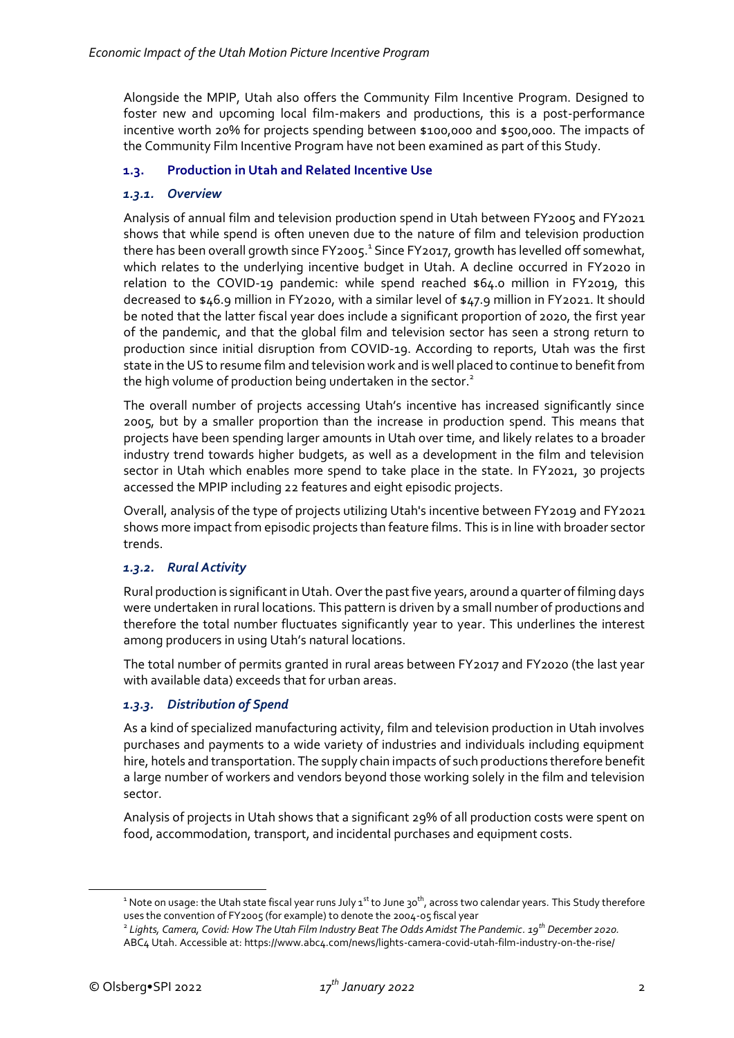Alongside the MPIP, Utah also offers the Community Film Incentive Program. Designed to foster new and upcoming local film-makers and productions, this is a post-performance incentive worth 20% for projects spending between $100,000 and $500,000. The impacts of the Community Film Incentive Program have not been examined as part of this Study.

### 1.3. Production in Utah and Related Incentive Use

#### *1.3.1. Overview*

Analysis of annual film and television production spend in Utah between FY2005 and FY2021 shows that while spend is often uneven due to the nature of film and television production there has been overall growth since FY2005.[1] Since FY2017, growth has levelled off somewhat, which relates to the underlying incentive budget in Utah. A decline occurred in FY2020 in relation to the COVID-19 pandemic: while spend reached $64.0 million in FY2019, this decreased to $46.9 million in FY2020, with a similar level of $47.9 million in FY2021. It should be noted that the latter fiscal year does include a significant proportion of 2020, the first year of the pandemic, and that the global film and television sector has seen a strong return to production since initial disruption from COVID-19. According to reports, Utah was the first state in the US to resume film and television work and is well placed to continue to benefit from the high volume of production being undertaken in the sector.[2]

The overall number of projects accessing Utah's incentive has increased significantly since 2005, but by a smaller proportion than the increase in production spend. This means that projects have been spending larger amounts in Utah over time, and likely relates to a broader industry trend towards higher budgets, as well as a development in the film and television sector in Utah which enables more spend to take place in the state. In FY2021, 30 projects accessed the MPIP including 22 features and eight episodic projects.

Overall, analysis of the type of projects utilizing Utah's incentive between FY2019 and FY2021 shows more impact from episodic projects than feature films. This is in line with broader sector trends.

#### *1.3.2. Rural Activity*

Rural production is significant in Utah. Over the past five years, around a quarter of filming days were undertaken in rural locations. This pattern is driven by a small number of productions and therefore the total number fluctuates significantly year to year. This underlines the interest among producers in using Utah's natural locations.

The total number of permits granted in rural areas between FY2017 and FY2020 (the last year with available data) exceeds that for urban areas.

#### *1.3.3. Distribution of Spend*

As a kind of specialized manufacturing activity, film and television production in Utah involves purchases and payments to a wide variety of industries and individuals including equipment hire, hotels and transportation. The supply chain impacts of such productions therefore benefit a large number of workers and vendors beyond those working solely in the film and television sector.

Analysis of projects in Utah shows that a significant 29% of all production costs were spent on food, accommodation, transport, and incidental purchases and equipment costs.

---

[1] Note on usage: the Utah state fiscal year runs July 1st to June 30th, across two calendar years. This Study therefore uses the convention of FY2005 (for example) to denote the 2004-05 fiscal year

[2] *Lights, Camera, Covid: How The Utah Film Industry Beat The Odds Amidst The Pandemic. 19th December 2020.* ABC4 Utah. Accessible at: https://www.abc4.com/news/lights-camera-covid-utah-film-industry-on-the-rise/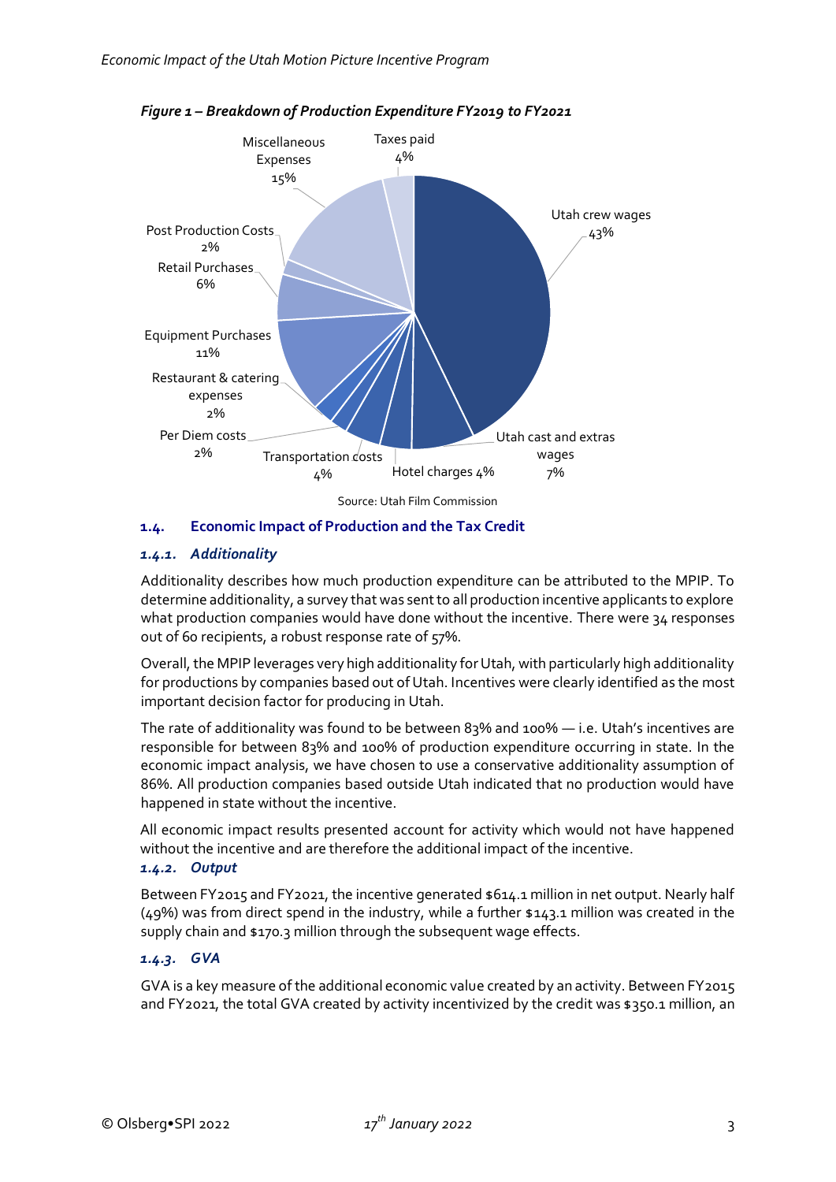*Figure 1 – Breakdown of Production Expenditure FY2019 to FY2021*

| Category | Share |
| --- | --- |
| Utah crew wages | 43% |
| Utah cast and extras wages | 7% |
| Hotel charges | 4% |
| Transportation costs | 4% |
| Per Diem costs | 2% |
| Restaurant & catering expenses | 2% |
| Equipment Purchases | 11% |
| Retail Purchases | 6% |
| Post Production Costs | 2% |
| Miscellaneous Expenses | 15% |
| Taxes paid | 4% |

Source: Utah Film Commission

## 1.4. Economic Impact of Production and the Tax Credit

### *1.4.1. Additionality*

Additionality describes how much production expenditure can be attributed to the MPIP. To determine additionality, a survey that was sent to all production incentive applicants to explore what production companies would have done without the incentive. There were 34 responses out of 60 recipients, a robust response rate of 57%.

Overall, the MPIP leverages very high additionality for Utah, with particularly high additionality for productions by companies based out of Utah. Incentives were clearly identified as the most important decision factor for producing in Utah.

The rate of additionality was found to be between 83% and 100% — i.e. Utah's incentives are responsible for between 83% and 100% of production expenditure occurring in state. In the economic impact analysis, we have chosen to use a conservative additionality assumption of 86%. All production companies based outside Utah indicated that no production would have happened in state without the incentive.

All economic impact results presented account for activity which would not have happened without the incentive and are therefore the additional impact of the incentive.

### *1.4.2. Output*

Between FY2015 and FY2021, the incentive generated $614.1 million in net output. Nearly half (49%) was from direct spend in the industry, while a further $143.1 million was created in the supply chain and $170.3 million through the subsequent wage effects.

### *1.4.3. GVA*

GVA is a key measure of the additional economic value created by an activity. Between FY2015 and FY2021, the total GVA created by activity incentivized by the credit was $350.1 million, an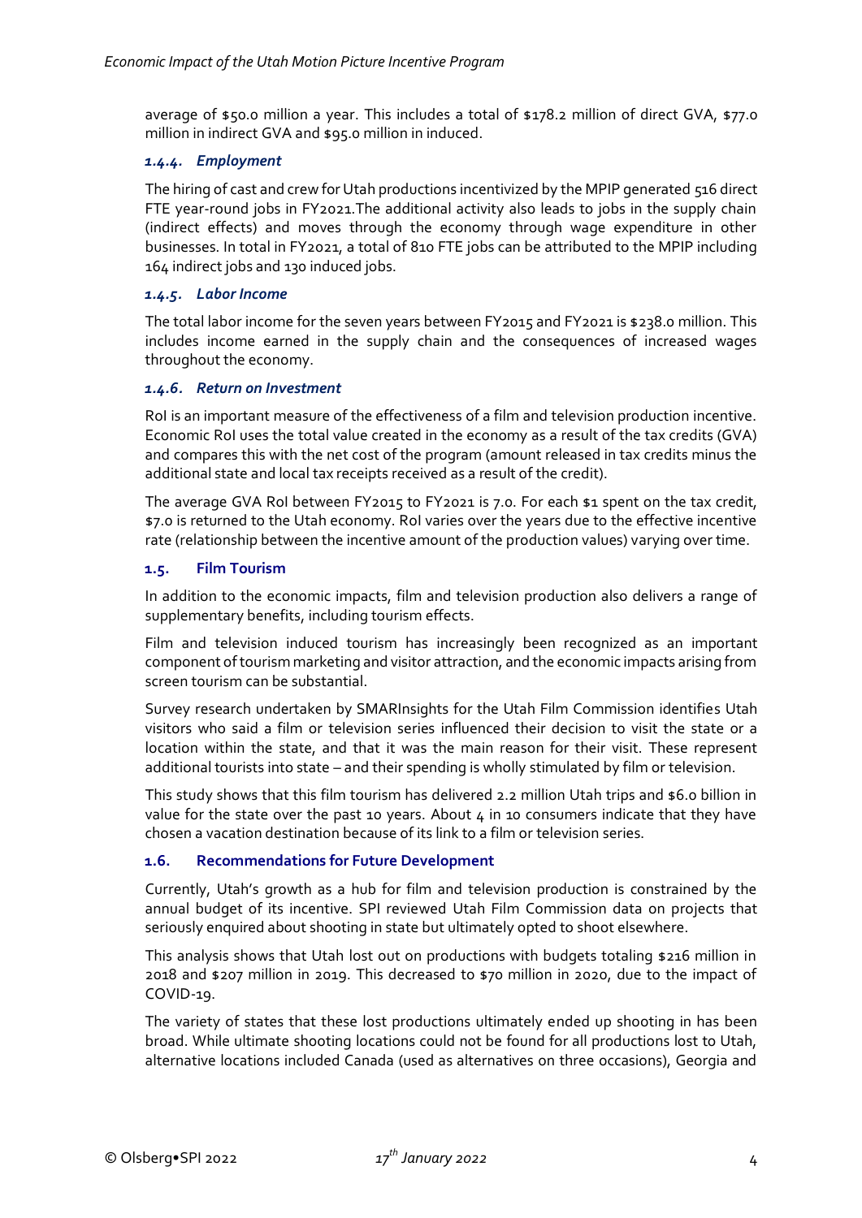average of $50.0 million a year. This includes a total of $178.2 million of direct GVA, $77.0 million in indirect GVA and $95.0 million in induced.

#### *1.4.4. Employment*

The hiring of cast and crew for Utah productions incentivized by the MPIP generated 516 direct FTE year-round jobs in FY2021.The additional activity also leads to jobs in the supply chain (indirect effects) and moves through the economy through wage expenditure in other businesses. In total in FY2021, a total of 810 FTE jobs can be attributed to the MPIP including 164 indirect jobs and 130 induced jobs.

#### *1.4.5. Labor Income*

The total labor income for the seven years between FY2015 and FY2021 is $238.0 million. This includes income earned in the supply chain and the consequences of increased wages throughout the economy.

#### *1.4.6. Return on Investment*

RoI is an important measure of the effectiveness of a film and television production incentive. Economic RoI uses the total value created in the economy as a result of the tax credits (GVA) and compares this with the net cost of the program (amount released in tax credits minus the additional state and local tax receipts received as a result of the credit).

The average GVA RoI between FY2015 to FY2021 is 7.0. For each $1 spent on the tax credit, $7.0 is returned to the Utah economy. RoI varies over the years due to the effective incentive rate (relationship between the incentive amount of the production values) varying over time.

### 1.5. Film Tourism

In addition to the economic impacts, film and television production also delivers a range of supplementary benefits, including tourism effects.

Film and television induced tourism has increasingly been recognized as an important component of tourism marketing and visitor attraction, and the economic impacts arising from screen tourism can be substantial.

Survey research undertaken by SMARInsights for the Utah Film Commission identifies Utah visitors who said a film or television series influenced their decision to visit the state or a location within the state, and that it was the main reason for their visit. These represent additional tourists into state – and their spending is wholly stimulated by film or television.

This study shows that this film tourism has delivered 2.2 million Utah trips and $6.0 billion in value for the state over the past 10 years. About 4 in 10 consumers indicate that they have chosen a vacation destination because of its link to a film or television series.

### 1.6. Recommendations for Future Development

Currently, Utah's growth as a hub for film and television production is constrained by the annual budget of its incentive. SPI reviewed Utah Film Commission data on projects that seriously enquired about shooting in state but ultimately opted to shoot elsewhere.

This analysis shows that Utah lost out on productions with budgets totaling $216 million in 2018 and $207 million in 2019. This decreased to $70 million in 2020, due to the impact of COVID-19.

The variety of states that these lost productions ultimately ended up shooting in has been broad. While ultimate shooting locations could not be found for all productions lost to Utah, alternative locations included Canada (used as alternatives on three occasions), Georgia and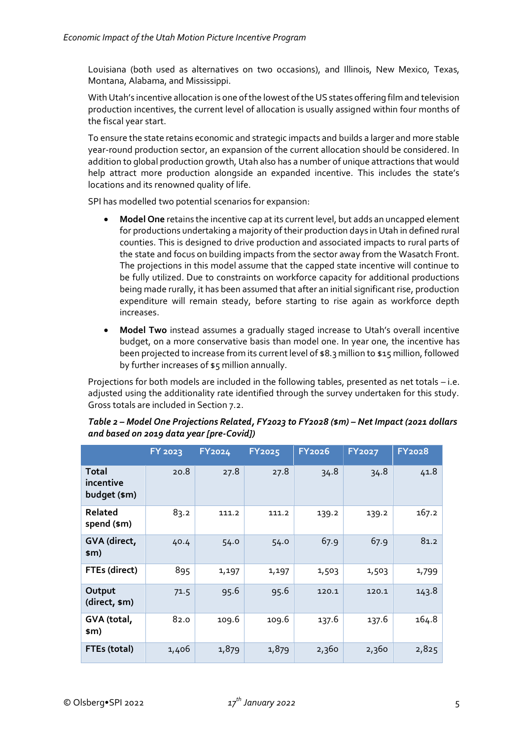Louisiana (both used as alternatives on two occasions), and Illinois, New Mexico, Texas, Montana, Alabama, and Mississippi.

With Utah's incentive allocation is one of the lowest of the US states offering film and television production incentives, the current level of allocation is usually assigned within four months of the fiscal year start.

To ensure the state retains economic and strategic impacts and builds a larger and more stable year-round production sector, an expansion of the current allocation should be considered. In addition to global production growth, Utah also has a number of unique attractions that would help attract more production alongside an expanded incentive. This includes the state's locations and its renowned quality of life.

SPI has modelled two potential scenarios for expansion:

- **Model One** retains the incentive cap at its current level, but adds an uncapped element for productions undertaking a majority of their production days in Utah in defined rural counties. This is designed to drive production and associated impacts to rural parts of the state and focus on building impacts from the sector away from the Wasatch Front. The projections in this model assume that the capped state incentive will continue to be fully utilized. Due to constraints on workforce capacity for additional productions being made rurally, it has been assumed that after an initial significant rise, production expenditure will remain steady, before starting to rise again as workforce depth increases.
- **Model Two** instead assumes a gradually staged increase to Utah's overall incentive budget, on a more conservative basis than model one. In year one, the incentive has been projected to increase from its current level of $8.3 million to $15 million, followed by further increases of $5 million annually.

Projections for both models are included in the following tables, presented as net totals – i.e. adjusted using the additionality rate identified through the survey undertaken for this study. Gross totals are included in Section 7.2.

***Table 2 – Model One Projections Related, FY2023 to FY2028 ($m) – Net Impact (2021 dollars and based on 2019 data year [pre-Covid])***

| | FY 2023 | FY2024 | FY2025 | FY2026 | FY2027 | FY2028 |
|---|---|---|---|---|---|---|
| **Total incentive budget ($m)** | 20.8 | 27.8 | 27.8 | 34.8 | 34.8 | 41.8 |
| **Related spend ($m)** | 83.2 | 111.2 | 111.2 | 139.2 | 139.2 | 167.2 |
| **GVA (direct, $m)** | 40.4 | 54.0 | 54.0 | 67.9 | 67.9 | 81.2 |
| **FTEs (direct)** | 895 | 1,197 | 1,197 | 1,503 | 1,503 | 1,799 |
| **Output (direct, $m)** | 71.5 | 95.6 | 95.6 | 120.1 | 120.1 | 143.8 |
| **GVA (total, $m)** | 82.0 | 109.6 | 109.6 | 137.6 | 137.6 | 164.8 |
| **FTEs (total)** | 1,406 | 1,879 | 1,879 | 2,360 | 2,360 | 2,825 |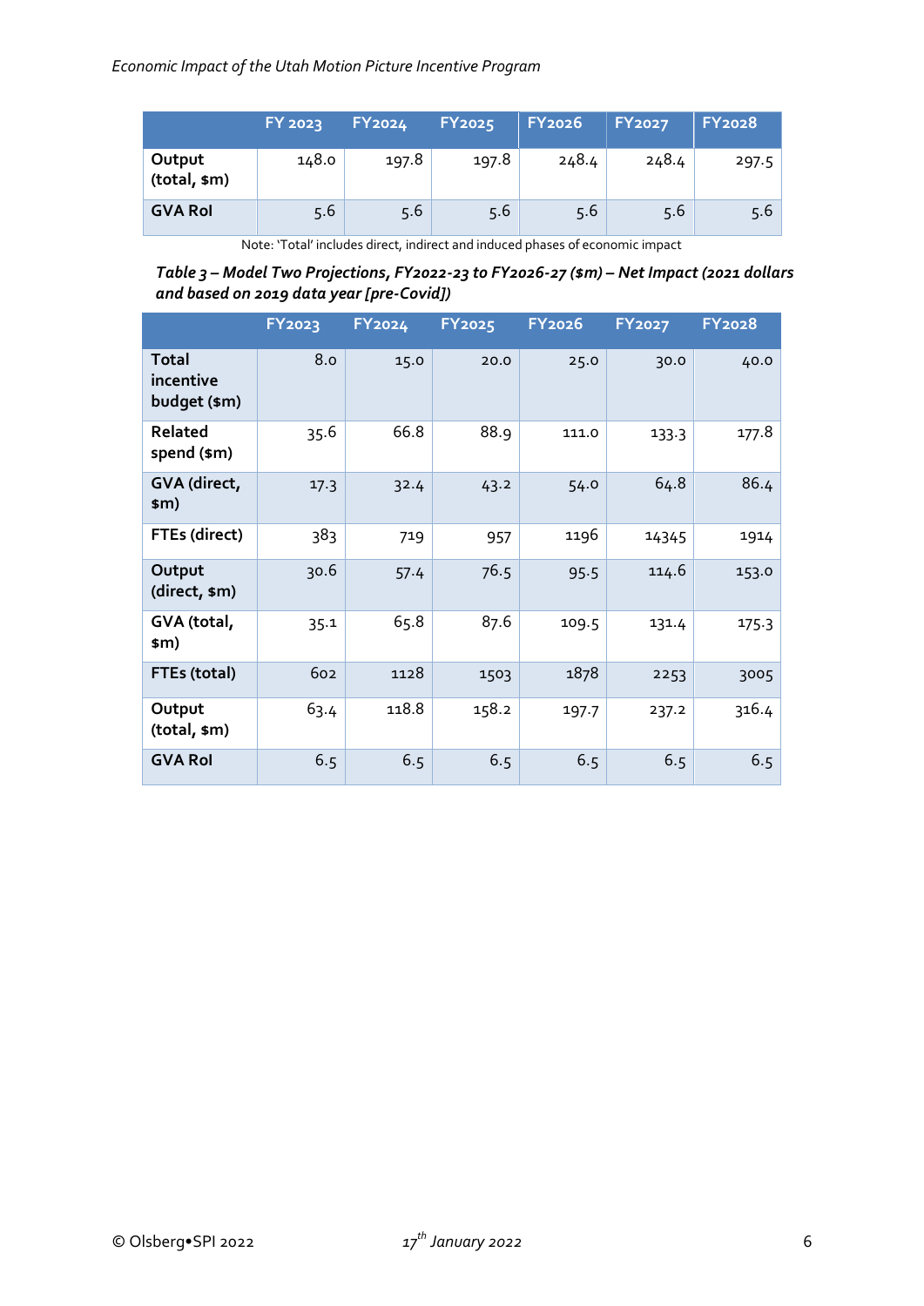|  | FY 2023 | FY2024 | FY2025 | FY2026 | FY2027 | FY2028 |
|---|---|---|---|---|---|---|
| **Output (total, $m)** | 148.0 | 197.8 | 197.8 | 248.4 | 248.4 | 297.5 |
| **GVA RoI** | 5.6 | 5.6 | 5.6 | 5.6 | 5.6 | 5.6 |

Note: 'Total' includes direct, indirect and induced phases of economic impact

***Table 3 – Model Two Projections, FY2022-23 to FY2026-27 ($m) – Net Impact (2021 dollars and based on 2019 data year [pre-Covid])***

|  | FY2023 | FY2024 | FY2025 | FY2026 | FY2027 | FY2028 |
|---|---|---|---|---|---|---|
| **Total incentive budget ($m)** | 8.0 | 15.0 | 20.0 | 25.0 | 30.0 | 40.0 |
| **Related spend ($m)** | 35.6 | 66.8 | 88.9 | 111.0 | 133.3 | 177.8 |
| **GVA (direct, $m)** | 17.3 | 32.4 | 43.2 | 54.0 | 64.8 | 86.4 |
| **FTEs (direct)** | 383 | 719 | 957 | 1196 | 14345 | 1914 |
| **Output (direct, $m)** | 30.6 | 57.4 | 76.5 | 95.5 | 114.6 | 153.0 |
| **GVA (total, $m)** | 35.1 | 65.8 | 87.6 | 109.5 | 131.4 | 175.3 |
| **FTEs (total)** | 602 | 1128 | 1503 | 1878 | 2253 | 3005 |
| **Output (total, $m)** | 63.4 | 118.8 | 158.2 | 197.7 | 237.2 | 316.4 |
| **GVA RoI** | 6.5 | 6.5 | 6.5 | 6.5 | 6.5 | 6.5 |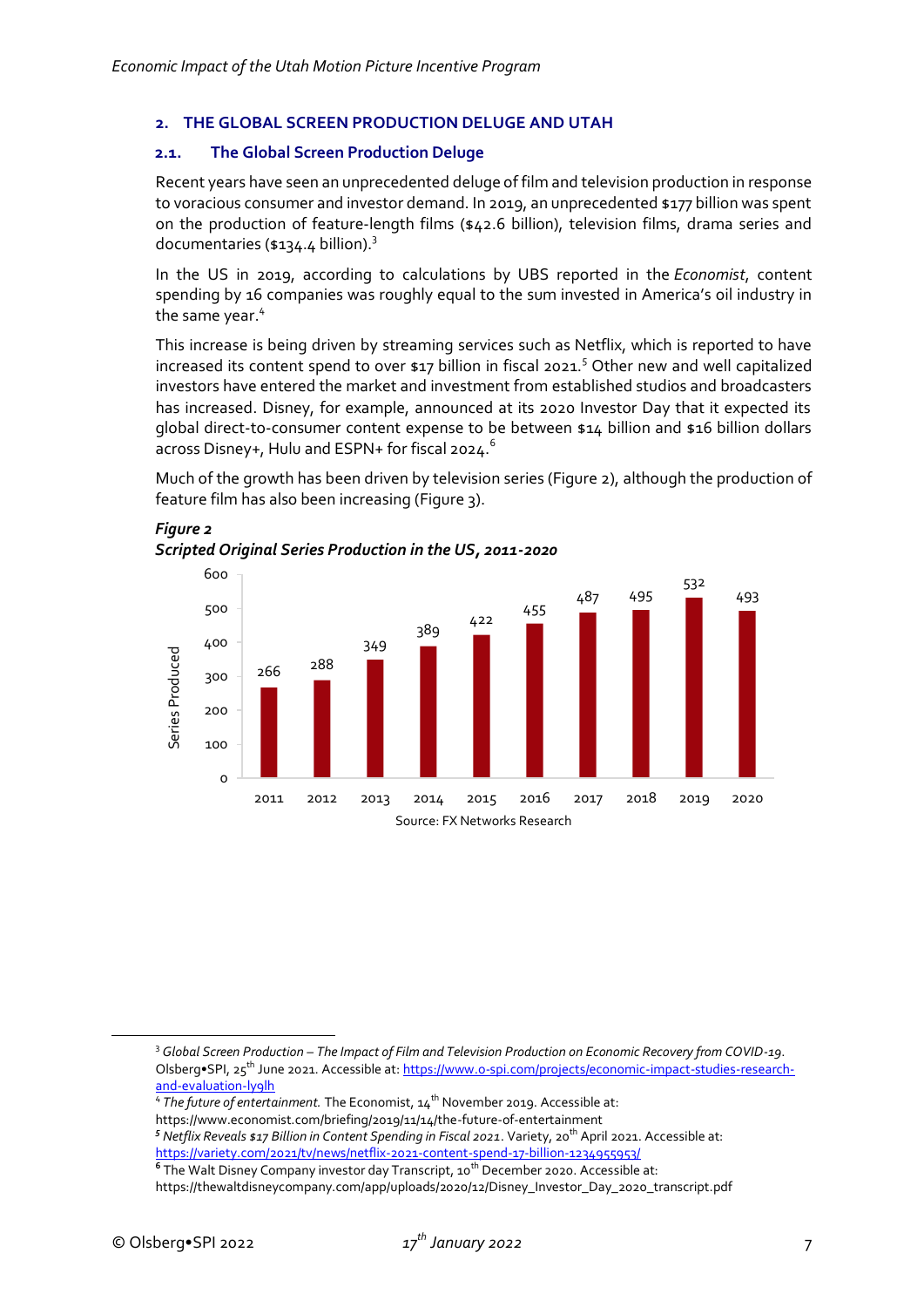## 2. THE GLOBAL SCREEN PRODUCTION DELUGE AND UTAH

### 2.1. The Global Screen Production Deluge

Recent years have seen an unprecedented deluge of film and television production in response to voracious consumer and investor demand. In 2019, an unprecedented $177 billion was spent on the production of feature-length films ($42.6 billion), television films, drama series and documentaries ($134.4 billion).[3]

In the US in 2019, according to calculations by UBS reported in the *Economist*, content spending by 16 companies was roughly equal to the sum invested in America's oil industry in the same year.[4]

This increase is being driven by streaming services such as Netflix, which is reported to have increased its content spend to over $17 billion in fiscal 2021.[5] Other new and well capitalized investors have entered the market and investment from established studios and broadcasters has increased. Disney, for example, announced at its 2020 Investor Day that it expected its global direct-to-consumer content expense to be between $14 billion and $16 billion dollars across Disney+, Hulu and ESPN+ for fiscal 2024.[6]

Much of the growth has been driven by television series (Figure 2), although the production of feature film has also been increasing (Figure 3).

***Figure 2***
***Scripted Original Series Production in the US, 2011-2020***

| Year | Series Produced |
|---|---|
| 2011 | 266 |
| 2012 | 288 |
| 2013 | 349 |
| 2014 | 389 |
| 2015 | 422 |
| 2016 | 455 |
| 2017 | 487 |
| 2018 | 495 |
| 2019 | 532 |
| 2020 | 493 |

Source: FX Networks Research

---

[3] *Global Screen Production – The Impact of Film and Television Production on Economic Recovery from COVID-19*. Olsberg•SPI, 25th June 2021. Accessible at: https://www.o-spi.com/projects/economic-impact-studies-research-and-evaluation-lyglh

[4] *The future of entertainment.* The Economist, 14th November 2019. Accessible at: https://www.economist.com/briefing/2019/11/14/the-future-of-entertainment

[5] *Netflix Reveals $17 Billion in Content Spending in Fiscal 2021*. Variety, 20th April 2021. Accessible at: https://variety.com/2021/tv/news/netflix-2021-content-spend-17-billion-1234955953/

[6] The Walt Disney Company investor day Transcript, 10th December 2020. Accessible at: https://thewaltdisneycompany.com/app/uploads/2020/12/Disney_Investor_Day_2020_transcript.pdf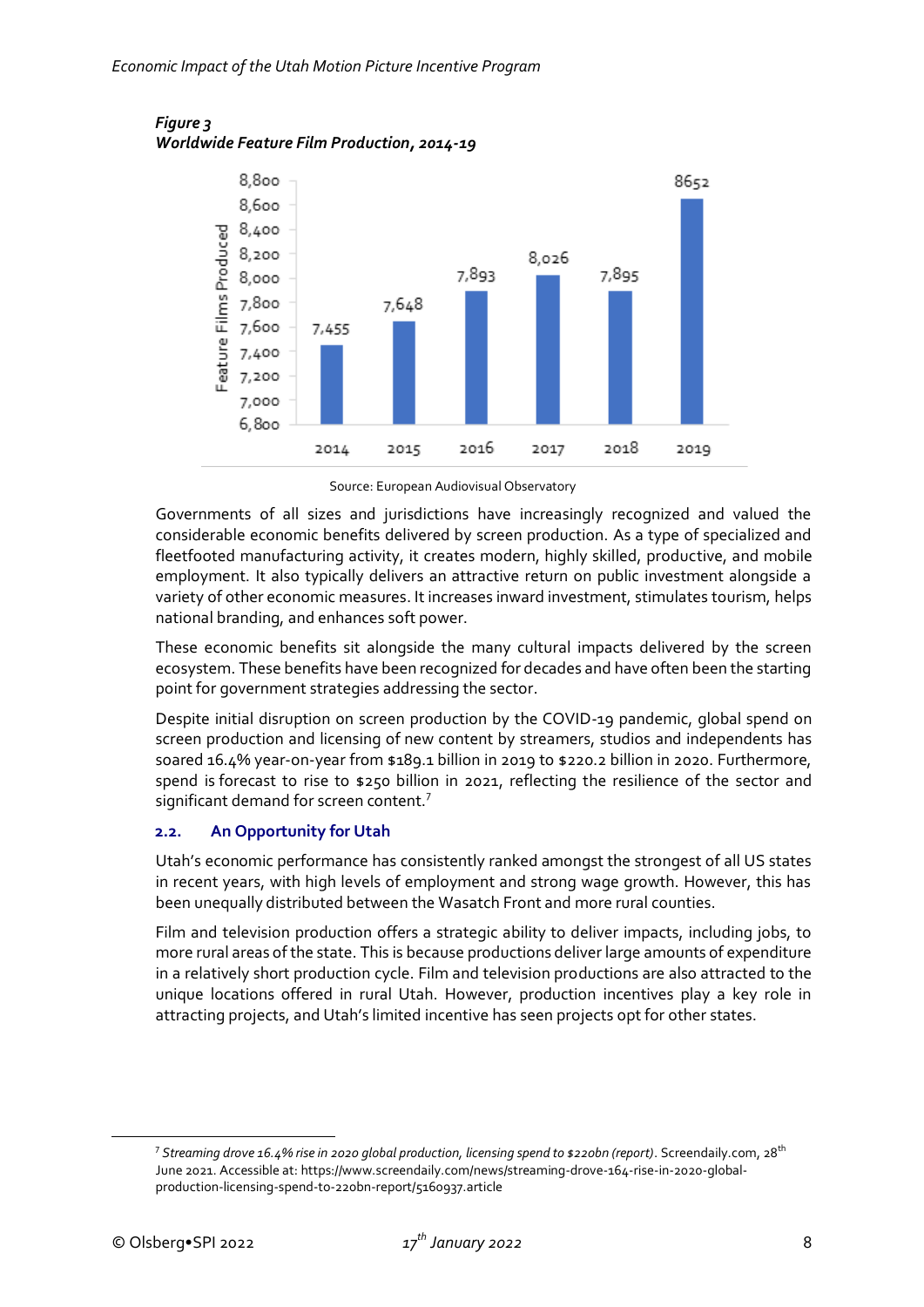*Figure 3*
***Worldwide Feature Film Production, 2014-19***

| Year | Feature Films Produced |
|---|---|
| 2014 | 7,455 |
| 2015 | 7,648 |
| 2016 | 7,893 |
| 2017 | 8,026 |
| 2018 | 7,895 |
| 2019 | 8652 |

Source: European Audiovisual Observatory

Governments of all sizes and jurisdictions have increasingly recognized and valued the considerable economic benefits delivered by screen production. As a type of specialized and fleetfooted manufacturing activity, it creates modern, highly skilled, productive, and mobile employment. It also typically delivers an attractive return on public investment alongside a variety of other economic measures. It increases inward investment, stimulates tourism, helps national branding, and enhances soft power.

These economic benefits sit alongside the many cultural impacts delivered by the screen ecosystem. These benefits have been recognized for decades and have often been the starting point for government strategies addressing the sector.

Despite initial disruption on screen production by the COVID-19 pandemic, global spend on screen production and licensing of new content by streamers, studios and independents has soared 16.4% year-on-year from $189.1 billion in 2019 to $220.2 billion in 2020. Furthermore, spend is forecast to rise to $250 billion in 2021, reflecting the resilience of the sector and significant demand for screen content.[7]

### 2.2. An Opportunity for Utah

Utah's economic performance has consistently ranked amongst the strongest of all US states in recent years, with high levels of employment and strong wage growth. However, this has been unequally distributed between the Wasatch Front and more rural counties.

Film and television production offers a strategic ability to deliver impacts, including jobs, to more rural areas of the state. This is because productions deliver large amounts of expenditure in a relatively short production cycle. Film and television productions are also attracted to the unique locations offered in rural Utah. However, production incentives play a key role in attracting projects, and Utah's limited incentive has seen projects opt for other states.

[7] *Streaming drove 16.4% rise in 2020 global production, licensing spend to $220bn (report)*. Screendaily.com, 28th June 2021. Accessible at: https://www.screendaily.com/news/streaming-drove-164-rise-in-2020-global-production-licensing-spend-to-220bn-report/5160937.article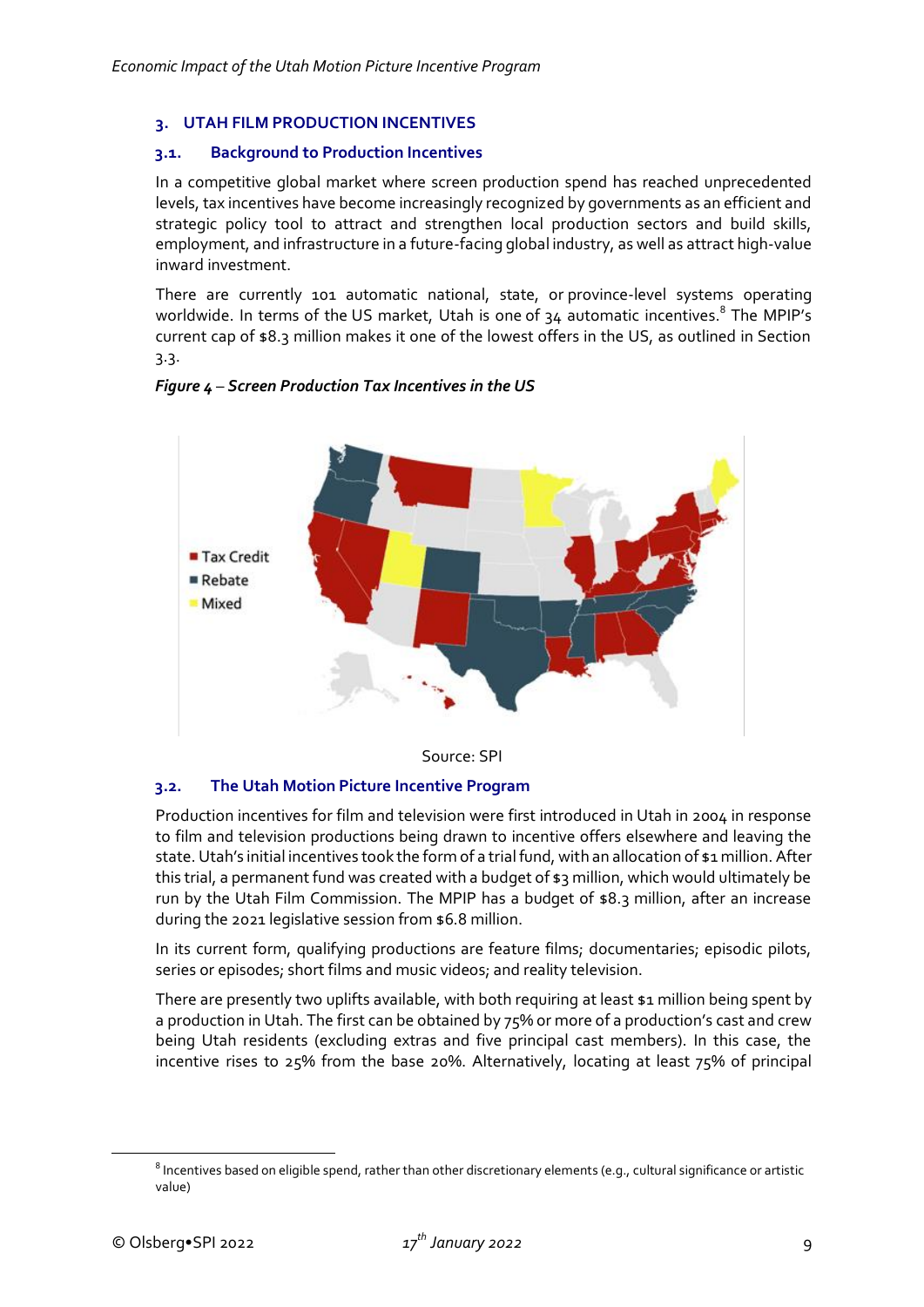## 3. UTAH FILM PRODUCTION INCENTIVES

### 3.1. Background to Production Incentives

In a competitive global market where screen production spend has reached unprecedented levels, tax incentives have become increasingly recognized by governments as an efficient and strategic policy tool to attract and strengthen local production sectors and build skills, employment, and infrastructure in a future-facing global industry, as well as attract high-value inward investment.

There are currently 101 automatic national, state, or province-level systems operating worldwide. In terms of the US market, Utah is one of 34 automatic incentives.[8] The MPIP's current cap of $8.3 million makes it one of the lowest offers in the US, as outlined in Section 3.3.

*Figure 4 – Screen Production Tax Incentives in the US*

Tax Credit
Rebate
Mixed

Source: SPI

### 3.2. The Utah Motion Picture Incentive Program

Production incentives for film and television were first introduced in Utah in 2004 in response to film and television productions being drawn to incentive offers elsewhere and leaving the state. Utah's initial incentives took the form of a trial fund, with an allocation of $1 million. After this trial, a permanent fund was created with a budget of $3 million, which would ultimately be run by the Utah Film Commission. The MPIP has a budget of $8.3 million, after an increase during the 2021 legislative session from $6.8 million.

In its current form, qualifying productions are feature films; documentaries; episodic pilots, series or episodes; short films and music videos; and reality television.

There are presently two uplifts available, with both requiring at least $1 million being spent by a production in Utah. The first can be obtained by 75% or more of a production's cast and crew being Utah residents (excluding extras and five principal cast members). In this case, the incentive rises to 25% from the base 20%. Alternatively, locating at least 75% of principal

---

[8] Incentives based on eligible spend, rather than other discretionary elements (e.g., cultural significance or artistic value)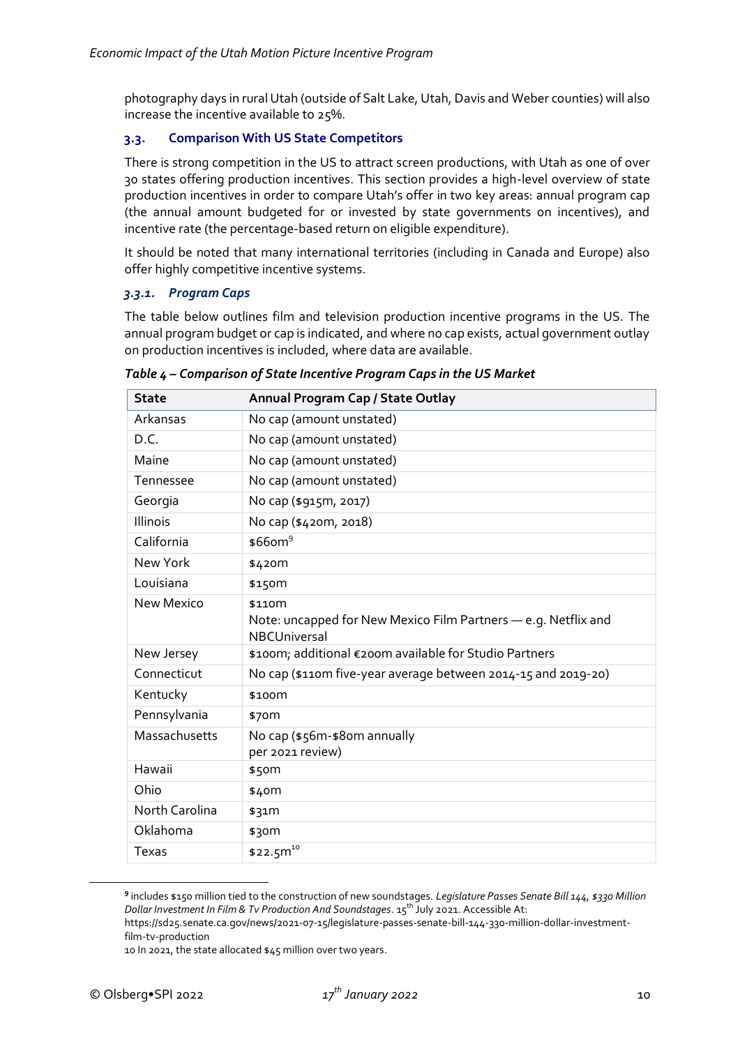photography days in rural Utah (outside of Salt Lake, Utah, Davis and Weber counties) will also increase the incentive available to 25%.

### 3.3. Comparison With US State Competitors

There is strong competition in the US to attract screen productions, with Utah as one of over 30 states offering production incentives. This section provides a high-level overview of state production incentives in order to compare Utah's offer in two key areas: annual program cap (the annual amount budgeted for or invested by state governments on incentives), and incentive rate (the percentage-based return on eligible expenditure).

It should be noted that many international territories (including in Canada and Europe) also offer highly competitive incentive systems.

#### *3.3.1. Program Caps*

The table below outlines film and television production incentive programs in the US. The annual program budget or cap is indicated, and where no cap exists, actual government outlay on production incentives is included, where data are available.

***Table 4 – Comparison of State Incentive Program Caps in the US Market***

| State | Annual Program Cap / State Outlay |
|---|---|
| Arkansas | No cap (amount unstated) |
| D.C. | No cap (amount unstated) |
| Maine | No cap (amount unstated) |
| Tennessee | No cap (amount unstated) |
| Georgia | No cap ($915m, 2017) |
| Illinois | No cap ($420m, 2018) |
| California | $660m[9] |
| New York | $420m |
| Louisiana | $150m |
| New Mexico | $110m<br>Note: uncapped for New Mexico Film Partners — e.g. Netflix and NBCUniversal |
| New Jersey | $100m; additional €200m available for Studio Partners |
| Connecticut | No cap ($110m five-year average between 2014-15 and 2019-20) |
| Kentucky | $100m |
| Pennsylvania | $70m |
| Massachusetts | No cap ($56m-$80m annually per 2021 review) |
| Hawaii | $50m |
| Ohio | $40m |
| North Carolina | $31m |
| Oklahoma | $30m |
| Texas | $22.5m[10] |

[9] includes $150 million tied to the construction of new soundstages. *Legislature Passes Senate Bill 144, $330 Million Dollar Investment In Film & Tv Production And Soundstages*. 15th July 2021. Accessible At: https://sd25.senate.ca.gov/news/2021-07-15/legislature-passes-senate-bill-144-330-million-dollar-investment-film-tv-production

[10] In 2021, the state allocated $45 million over two years.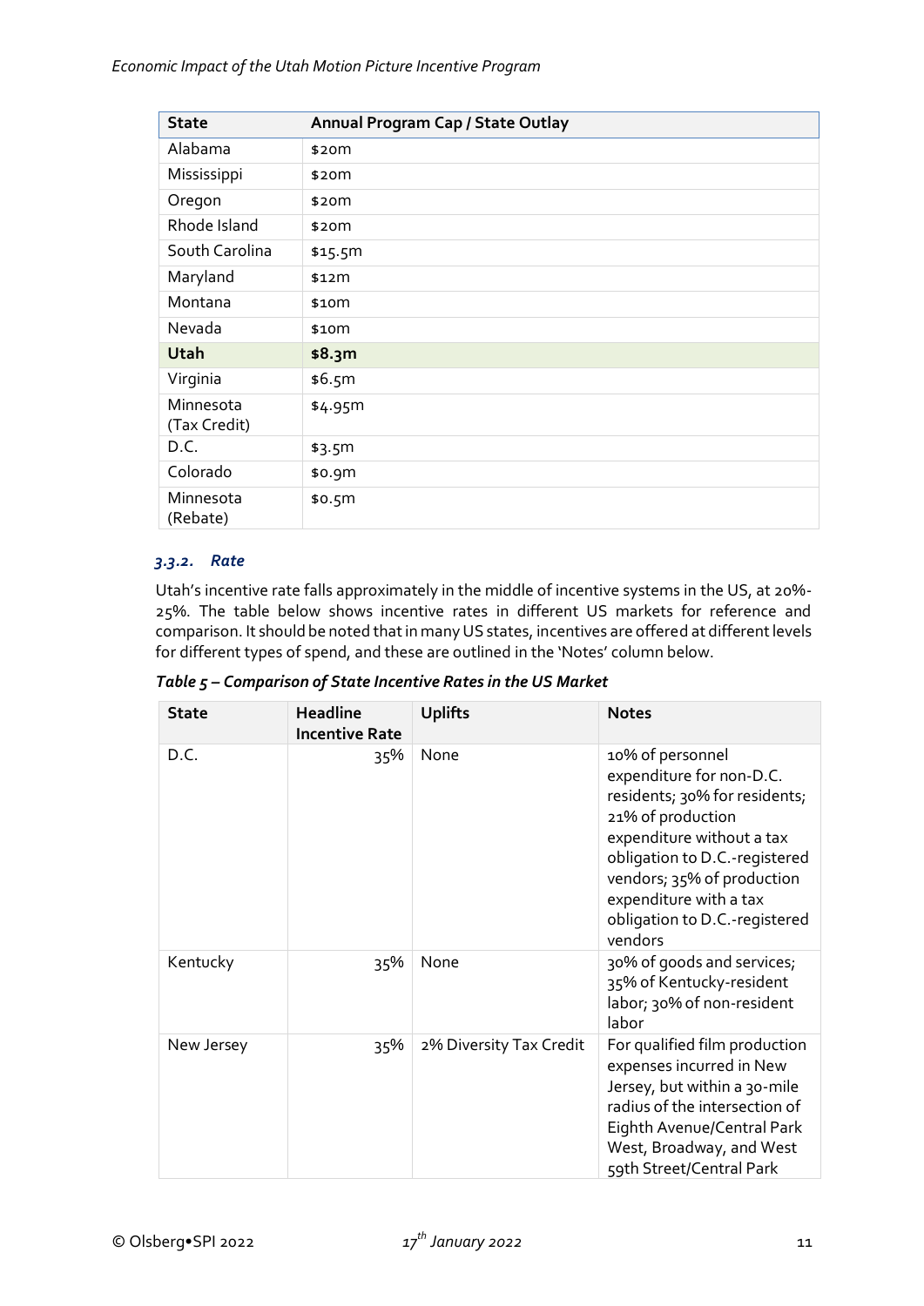| State | Annual Program Cap / State Outlay |
|---|---|
| Alabama | $20m |
| Mississippi | $20m |
| Oregon | $20m |
| Rhode Island | $20m |
| South Carolina | $15.5m |
| Maryland | $12m |
| Montana | $10m |
| Nevada | $10m |
| **Utah** | **$8.3m** |
| Virginia | $6.5m |
| Minnesota (Tax Credit) | $4.95m |
| D.C. | $3.5m |
| Colorado | $0.9m |
| Minnesota (Rebate) | $0.5m |

#### *3.3.2. Rate*

Utah's incentive rate falls approximately in the middle of incentive systems in the US, at 20%-25%. The table below shows incentive rates in different US markets for reference and comparison. It should be noted that in many US states, incentives are offered at different levels for different types of spend, and these are outlined in the 'Notes' column below.

***Table 5 – Comparison of State Incentive Rates in the US Market***

| State | Headline Incentive Rate | Uplifts | Notes |
|---|---|---|---|
| D.C. | 35% | None | 10% of personnel expenditure for non-D.C. residents; 30% for residents; 21% of production expenditure without a tax obligation to D.C.-registered vendors; 35% of production expenditure with a tax obligation to D.C.-registered vendors |
| Kentucky | 35% | None | 30% of goods and services; 35% of Kentucky-resident labor; 30% of non-resident labor |
| New Jersey | 35% | 2% Diversity Tax Credit | For qualified film production expenses incurred in New Jersey, but within a 30-mile radius of the intersection of Eighth Avenue/Central Park West, Broadway, and West 59th Street/Central Park |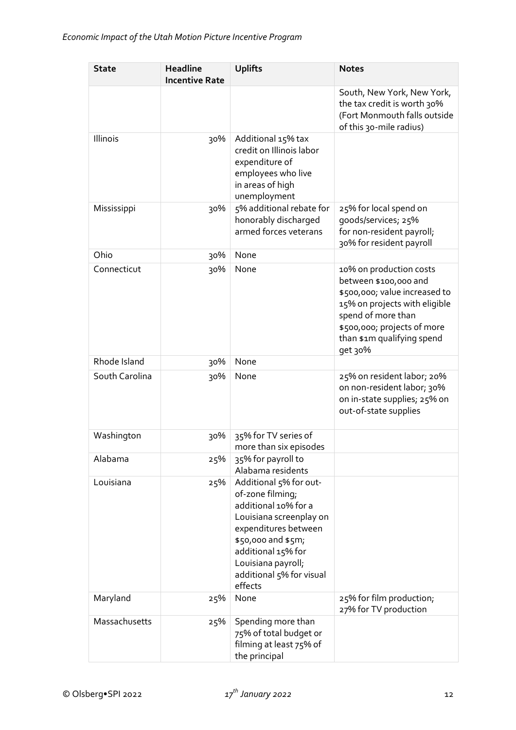| State | Headline Incentive Rate | Uplifts | Notes |
|---|---|---|---|
| | | | South, New York, New York, the tax credit is worth 30% (Fort Monmouth falls outside of this 30-mile radius) |
| Illinois | 30% | Additional 15% tax credit on Illinois labor expenditure of employees who live in areas of high unemployment | |
| Mississippi | 30% | 5% additional rebate for honorably discharged armed forces veterans | 25% for local spend on goods/services; 25% for non-resident payroll; 30% for resident payroll |
| Ohio | 30% | None | |
| Connecticut | 30% | None | 10% on production costs between $100,000 and $500,000; value increased to 15% on projects with eligible spend of more than $500,000; projects of more than $1m qualifying spend get 30% |
| Rhode Island | 30% | None | |
| South Carolina | 30% | None | 25% on resident labor; 20% on non-resident labor; 30% on in-state supplies; 25% on out-of-state supplies |
| Washington | 30% | 35% for TV series of more than six episodes | |
| Alabama | 25% | 35% for payroll to Alabama residents | |
| Louisiana | 25% | Additional 5% for out-of-zone filming; additional 10% for a Louisiana screenplay on expenditures between $50,000 and $5m; additional 15% for Louisiana payroll; additional 5% for visual effects | |
| Maryland | 25% | None | 25% for film production; 27% for TV production |
| Massachusetts | 25% | Spending more than 75% of total budget or filming at least 75% of the principal | |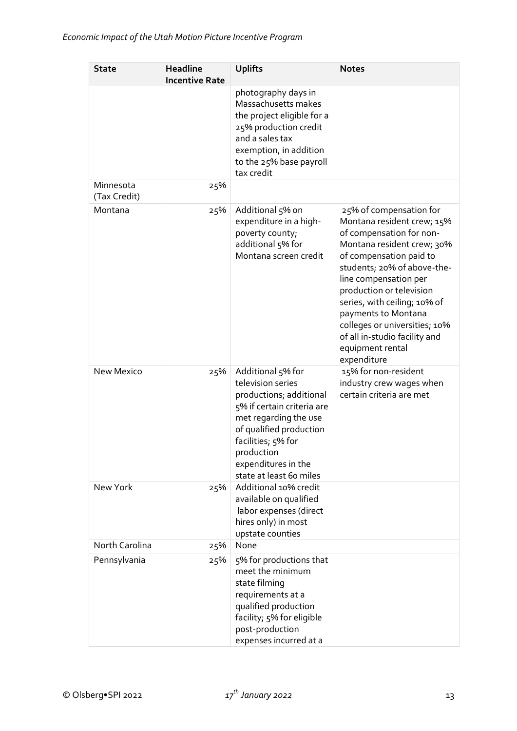| State | Headline Incentive Rate | Uplifts | Notes |
|---|---|---|---|
| | | photography days in Massachusetts makes the project eligible for a 25% production credit and a sales tax exemption, in addition to the 25% base payroll tax credit | |
| Minnesota (Tax Credit) | 25% | | |
| Montana | 25% | Additional 5% on expenditure in a high-poverty county; additional 5% for Montana screen credit | 25% of compensation for Montana resident crew; 15% of compensation for non-Montana resident crew; 30% of compensation paid to students; 20% of above-the-line compensation per production or television series, with ceiling; 10% of payments to Montana colleges or universities; 10% of all in-studio facility and equipment rental expenditure |
| New Mexico | 25% | Additional 5% for television series productions; additional 5% if certain criteria are met regarding the use of qualified production facilities; 5% for production expenditures in the state at least 60 miles | 15% for non-resident industry crew wages when certain criteria are met |
| New York | 25% | Additional 10% credit available on qualified labor expenses (direct hires only) in most upstate counties | |
| North Carolina | 25% | None | |
| Pennsylvania | 25% | 5% for productions that meet the minimum state filming requirements at a qualified production facility; 5% for eligible post-production expenses incurred at a | |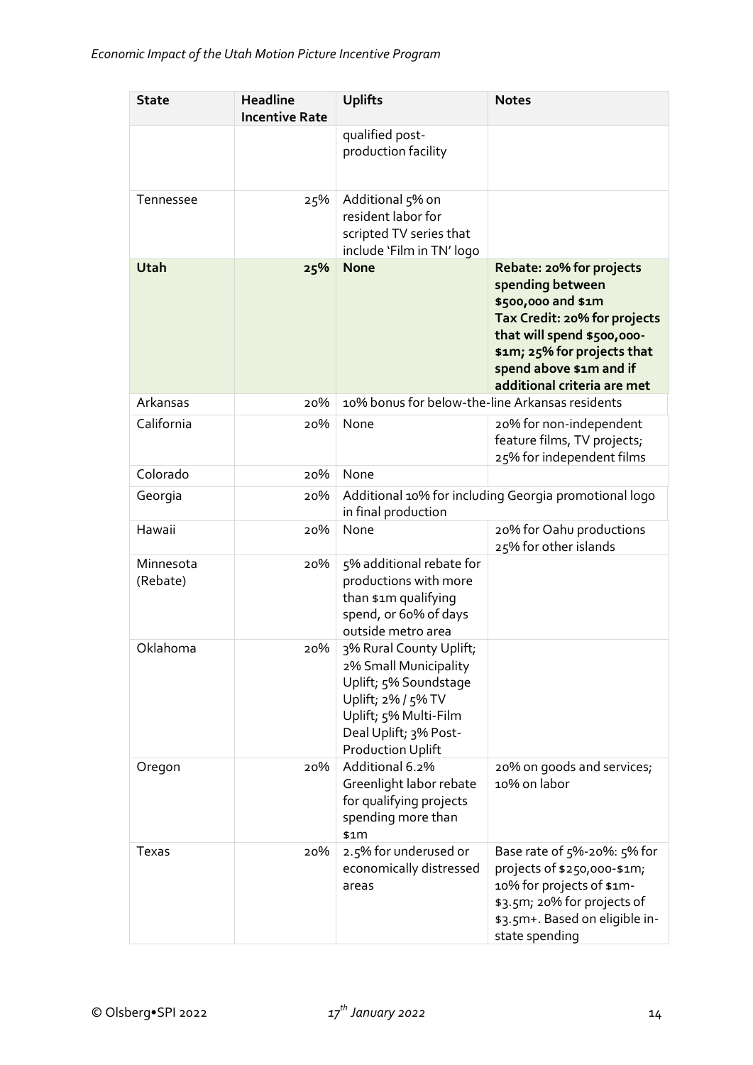| State | Headline Incentive Rate | Uplifts | Notes |
|---|---|---|---|
| | | qualified post-production facility | |
| Tennessee | 25% | Additional 5% on resident labor for scripted TV series that include 'Film in TN' logo | |
| **Utah** | **25%** | **None** | **Rebate: 20% for projects spending between \$500,000 and \$1m**<br>**Tax Credit: 20% for projects that will spend \$500,000-\$1m; 25% for projects that spend above \$1m and if additional criteria are met** |
| Arkansas | 20% | 10% bonus for below-the-line Arkansas residents | |
| California | 20% | None | 20% for non-independent feature films, TV projects; 25% for independent films |
| Colorado | 20% | None | |
| Georgia | 20% | Additional 10% for including Georgia promotional logo in final production | |
| Hawaii | 20% | None | 20% for Oahu productions<br>25% for other islands |
| Minnesota (Rebate) | 20% | 5% additional rebate for productions with more than \$1m qualifying spend, or 60% of days outside metro area | |
| Oklahoma | 20% | 3% Rural County Uplift; 2% Small Municipality Uplift; 5% Soundstage Uplift; 2% / 5% TV Uplift; 5% Multi-Film Deal Uplift; 3% Post-Production Uplift | |
| Oregon | 20% | Additional 6.2% Greenlight labor rebate for qualifying projects spending more than \$1m | 20% on goods and services; 10% on labor |
| Texas | 20% | 2.5% for underused or economically distressed areas | Base rate of 5%-20%: 5% for projects of \$250,000-\$1m; 10% for projects of \$1m-\$3.5m; 20% for projects of \$3.5m+. Based on eligible in-state spending |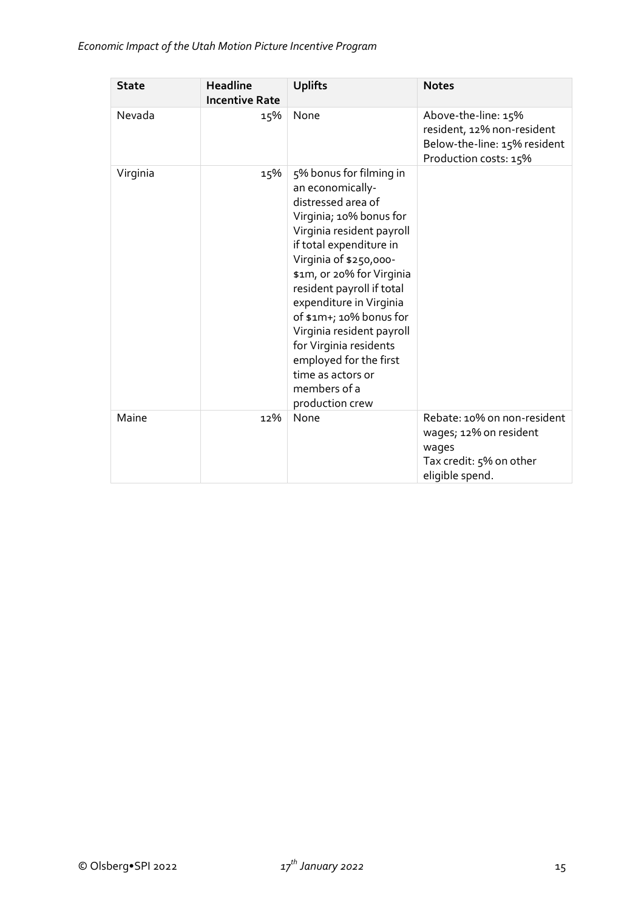| State | Headline Incentive Rate | Uplifts | Notes |
| --- | --- | --- | --- |
| Nevada | 15% | None | Above-the-line: 15% resident, 12% non-resident<br>Below-the-line: 15% resident<br>Production costs: 15% |
| Virginia | 15% | 5% bonus for filming in an economically-distressed area of Virginia; 10% bonus for Virginia resident payroll if total expenditure in Virginia of $250,000-$1m, or 20% for Virginia resident payroll if total expenditure in Virginia of $1m+; 10% bonus for Virginia resident payroll for Virginia residents employed for the first time as actors or members of a production crew | |
| Maine | 12% | None | Rebate: 10% on non-resident wages; 12% on resident wages<br>Tax credit: 5% on other eligible spend. |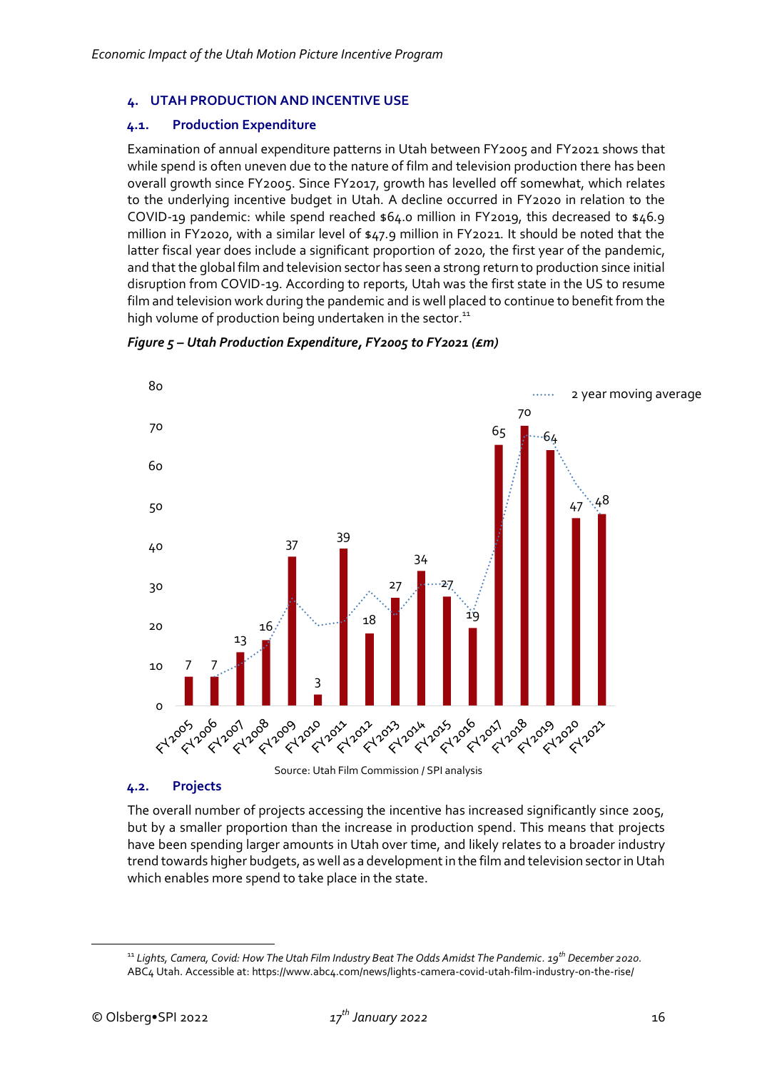## 4. UTAH PRODUCTION AND INCENTIVE USE

### 4.1. Production Expenditure

Examination of annual expenditure patterns in Utah between FY2005 and FY2021 shows that while spend is often uneven due to the nature of film and television production there has been overall growth since FY2005. Since FY2017, growth has levelled off somewhat, which relates to the underlying incentive budget in Utah. A decline occurred in FY2020 in relation to the COVID-19 pandemic: while spend reached $64.0 million in FY2019, this decreased to $46.9 million in FY2020, with a similar level of $47.9 million in FY2021. It should be noted that the latter fiscal year does include a significant proportion of 2020, the first year of the pandemic, and that the global film and television sector has seen a strong return to production since initial disruption from COVID-19. According to reports, Utah was the first state in the US to resume film and television work during the pandemic and is well placed to continue to benefit from the high volume of production being undertaken in the sector.[11]

***Figure 5 – Utah Production Expenditure, FY2005 to FY2021 (£m)***

| Fiscal year | Expenditure |
|---|---|
| FY2005 | 7 |
| FY2006 | 7 |
| FY2007 | 13 |
| FY2008 | 16 |
| FY2009 | 37 |
| FY2010 | 3 |
| FY2011 | 39 |
| FY2012 | 18 |
| FY2013 | 27 |
| FY2014 | 34 |
| FY2015 | 27 |
| FY2016 | 19 |
| FY2017 | 65 |
| FY2018 | 70 |
| FY2019 | 64 |
| FY2020 | 47 |
| FY2021 | 48 |

(Chart also shows a 2 year moving average.)

Source: Utah Film Commission / SPI analysis

### 4.2. Projects

The overall number of projects accessing the incentive has increased significantly since 2005, but by a smaller proportion than the increase in production spend. This means that projects have been spending larger amounts in Utah over time, and likely relates to a broader industry trend towards higher budgets, as well as a development in the film and television sector in Utah which enables more spend to take place in the state.

---

[11] *Lights, Camera, Covid: How The Utah Film Industry Beat The Odds Amidst The Pandemic. 19th December 2020.* ABC4 Utah. Accessible at: https://www.abc4.com/news/lights-camera-covid-utah-film-industry-on-the-rise/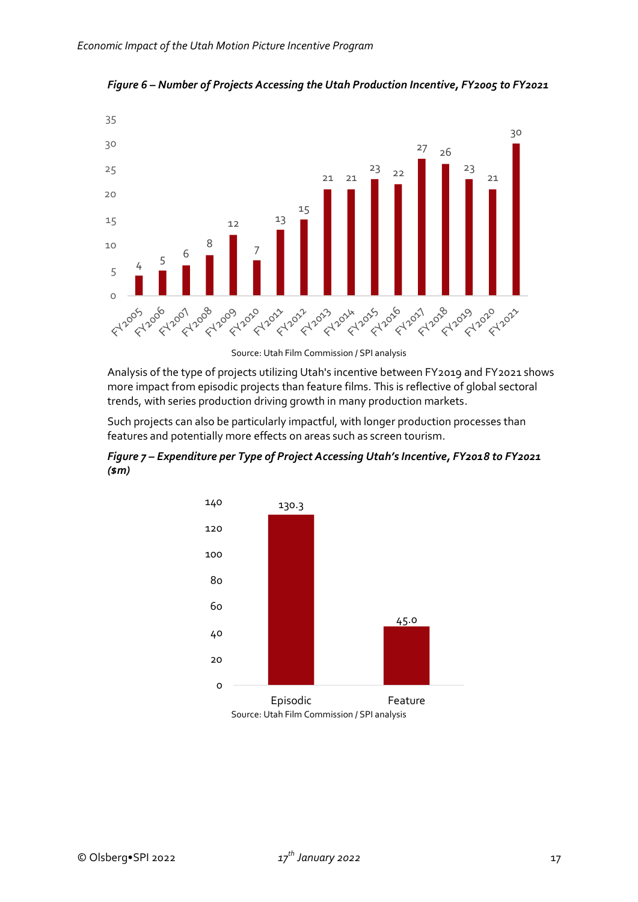*Figure 6 – Number of Projects Accessing the Utah Production Incentive, FY2005 to FY2021*

| Fiscal Year | Number of Projects |
|---|---|
| FY2005 | 4 |
| FY2006 | 5 |
| FY2007 | 6 |
| FY2008 | 8 |
| FY2009 | 12 |
| FY2010 | 7 |
| FY2011 | 13 |
| FY2012 | 15 |
| FY2013 | 21 |
| FY2014 | 21 |
| FY2015 | 23 |
| FY2016 | 22 |
| FY2017 | 27 |
| FY2018 | 26 |
| FY2019 | 23 |
| FY2020 | 21 |
| FY2021 | 30 |

Source: Utah Film Commission / SPI analysis

Analysis of the type of projects utilizing Utah's incentive between FY2019 and FY2021 shows more impact from episodic projects than feature films. This is reflective of global sectoral trends, with series production driving growth in many production markets.

Such projects can also be particularly impactful, with longer production processes than features and potentially more effects on areas such as screen tourism.

*Figure 7 – Expenditure per Type of Project Accessing Utah's Incentive, FY2018 to FY2021 ($m)*

| Type | Expenditure ($m) |
|---|---|
| Episodic | 130.3 |
| Feature | 45.0 |

Source: Utah Film Commission / SPI analysis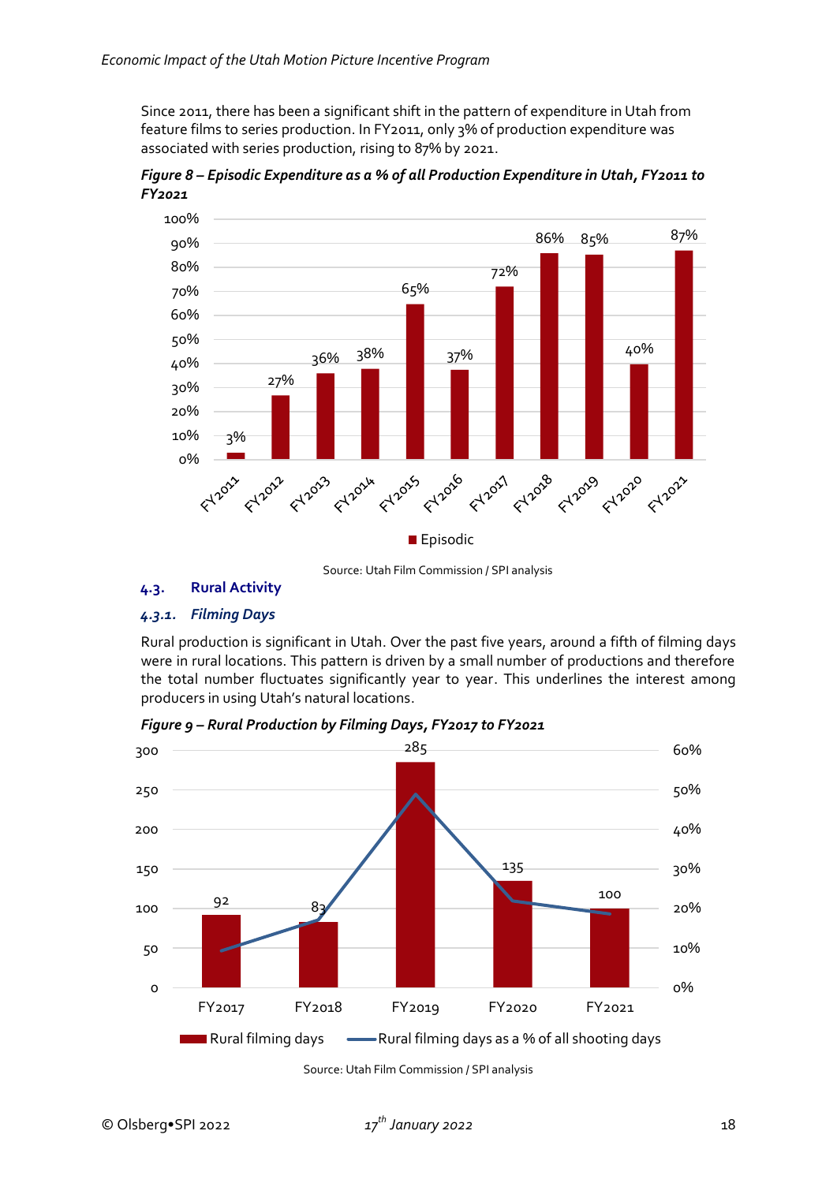Since 2011, there has been a significant shift in the pattern of expenditure in Utah from feature films to series production. In FY2011, only 3% of production expenditure was associated with series production, rising to 87% by 2021.

***Figure 8 – Episodic Expenditure as a % of all Production Expenditure in Utah, FY2011 to FY2021***

| Year | Episodic |
| --- | --- |
| FY2011 | 3% |
| FY2012 | 27% |
| FY2013 | 36% |
| FY2014 | 38% |
| FY2015 | 65% |
| FY2016 | 37% |
| FY2017 | 72% |
| FY2018 | 86% |
| FY2019 | 85% |
| FY2020 | 40% |
| FY2021 | 87% |

Source: Utah Film Commission / SPI analysis

## 4.3. Rural Activity

### *4.3.1. Filming Days*

Rural production is significant in Utah. Over the past five years, around a fifth of filming days were in rural locations. This pattern is driven by a small number of productions and therefore the total number fluctuates significantly year to year. This underlines the interest among producers in using Utah's natural locations.

***Figure 9 – Rural Production by Filming Days, FY2017 to FY2021***

| Year | Rural filming days |
| --- | --- |
| FY2017 | 92 |
| FY2018 | 83 |
| FY2019 | 285 |
| FY2020 | 135 |
| FY2021 | 100 |

Legend: Rural filming days; Rural filming days as a % of all shooting days

Source: Utah Film Commission / SPI analysis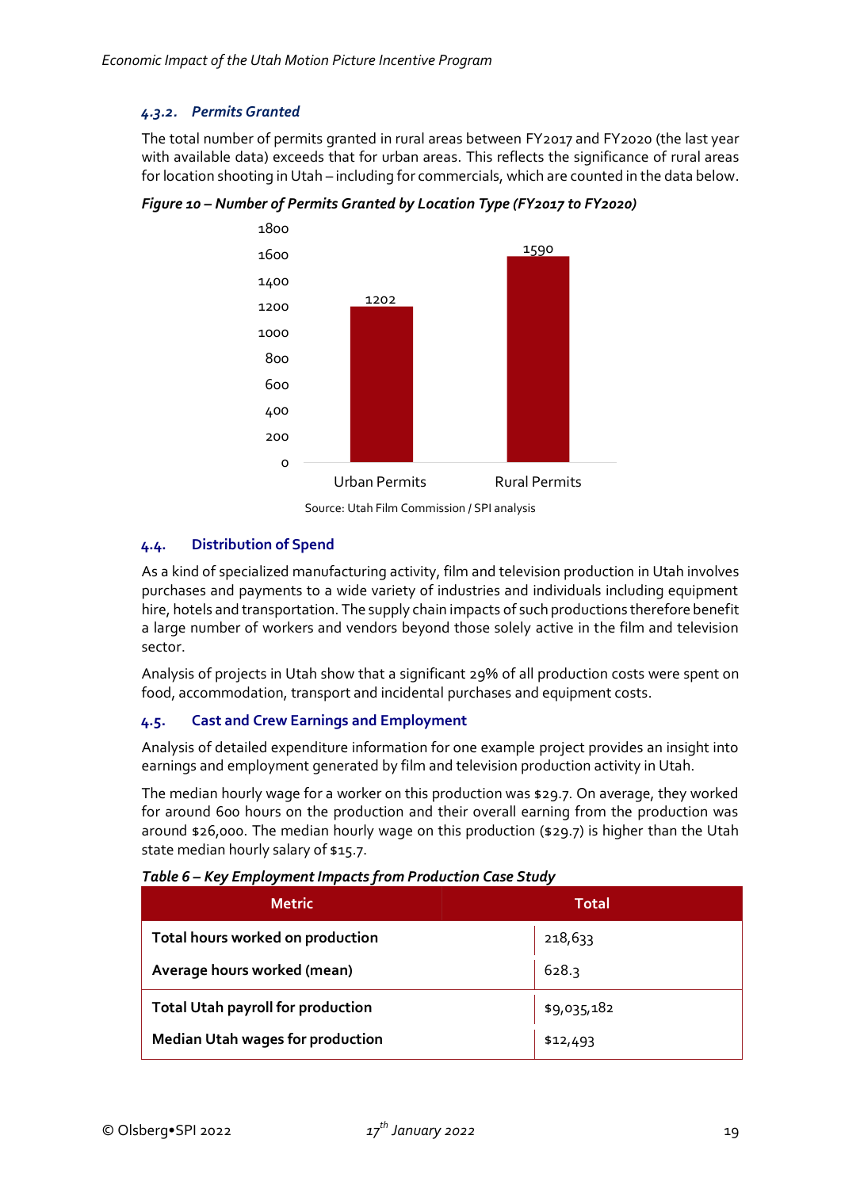#### 4.3.2. Permits Granted

The total number of permits granted in rural areas between FY2017 and FY2020 (the last year with available data) exceeds that for urban areas. This reflects the significance of rural areas for location shooting in Utah – including for commercials, which are counted in the data below.

***Figure 10 – Number of Permits Granted by Location Type (FY2017 to FY2020)***

| Location Type | Permits |
|---|---|
| Urban Permits | 1202 |
| Rural Permits | 1590 |

Source: Utah Film Commission / SPI analysis

### 4.4. Distribution of Spend

As a kind of specialized manufacturing activity, film and television production in Utah involves purchases and payments to a wide variety of industries and individuals including equipment hire, hotels and transportation. The supply chain impacts of such productions therefore benefit a large number of workers and vendors beyond those solely active in the film and television sector.

Analysis of projects in Utah show that a significant 29% of all production costs were spent on food, accommodation, transport and incidental purchases and equipment costs.

### 4.5. Cast and Crew Earnings and Employment

Analysis of detailed expenditure information for one example project provides an insight into earnings and employment generated by film and television production activity in Utah.

The median hourly wage for a worker on this production was $29.7. On average, they worked for around 600 hours on the production and their overall earning from the production was around $26,000. The median hourly wage on this production ($29.7) is higher than the Utah state median hourly salary of $15.7.

***Table 6 – Key Employment Impacts from Production Case Study***

| Metric | Total |
|---|---|
| **Total hours worked on production** | 218,633 |
| **Average hours worked (mean)** | 628.3 |
| **Total Utah payroll for production** | $9,035,182 |
| **Median Utah wages for production** | $12,493 |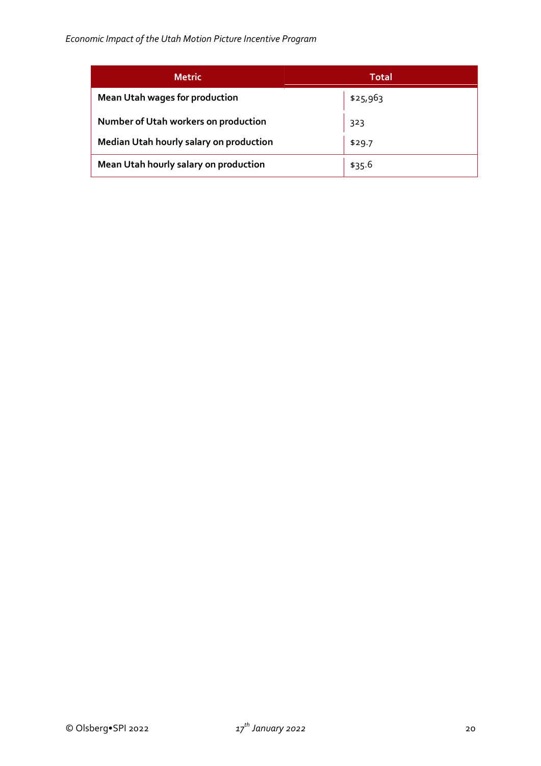| Metric | Total |
|---|---|
| **Mean Utah wages for production** | $25,963 |
| **Number of Utah workers on production** | 323 |
| **Median Utah hourly salary on production** | $29.7 |
| **Mean Utah hourly salary on production** | $35.6 |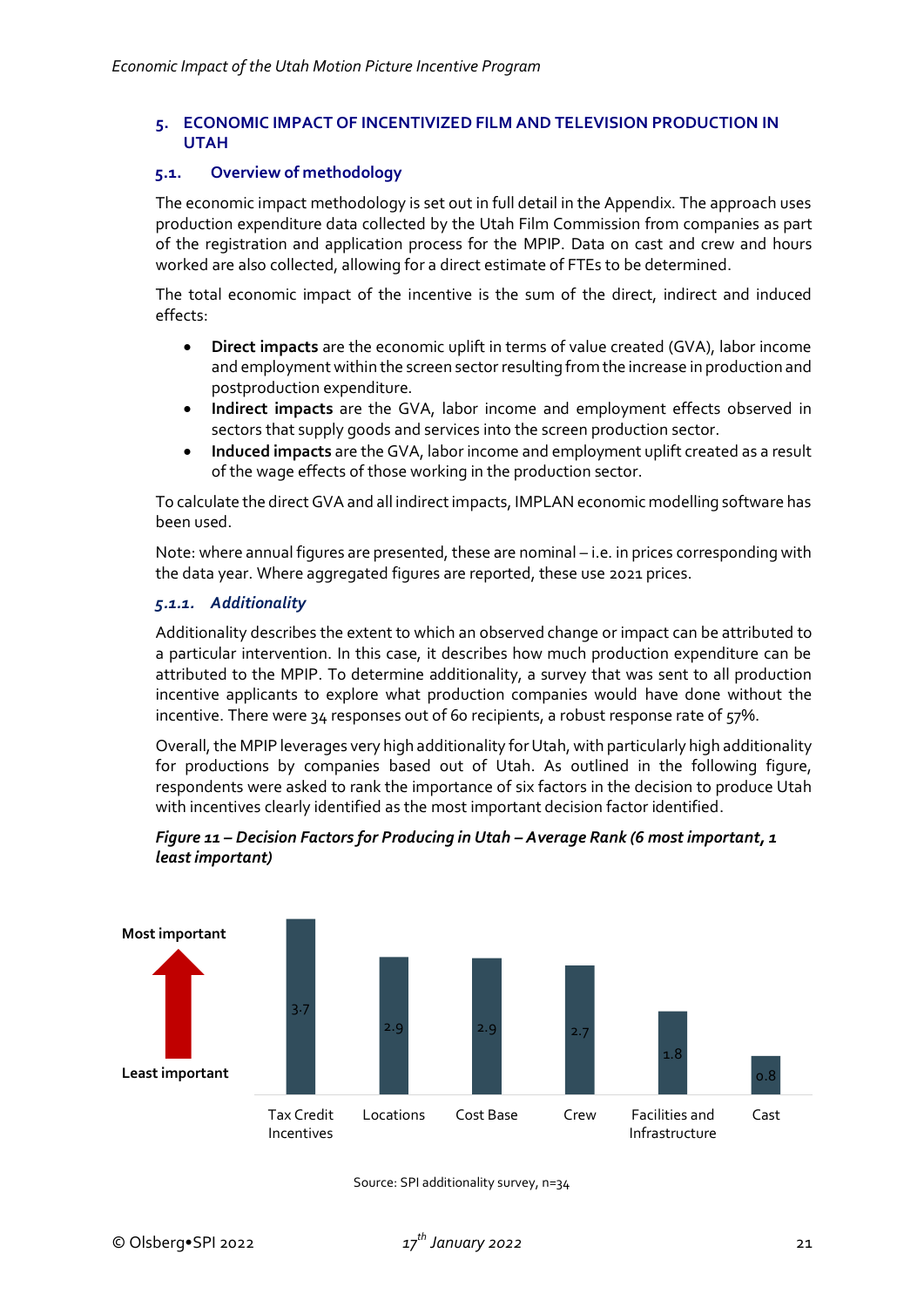## 5. ECONOMIC IMPACT OF INCENTIVIZED FILM AND TELEVISION PRODUCTION IN UTAH

### 5.1. Overview of methodology

The economic impact methodology is set out in full detail in the Appendix. The approach uses production expenditure data collected by the Utah Film Commission from companies as part of the registration and application process for the MPIP. Data on cast and crew and hours worked are also collected, allowing for a direct estimate of FTEs to be determined.

The total economic impact of the incentive is the sum of the direct, indirect and induced effects:

- **Direct impacts** are the economic uplift in terms of value created (GVA), labor income and employment within the screen sector resulting from the increase in production and postproduction expenditure.
- **Indirect impacts** are the GVA, labor income and employment effects observed in sectors that supply goods and services into the screen production sector.
- **Induced impacts** are the GVA, labor income and employment uplift created as a result of the wage effects of those working in the production sector.

To calculate the direct GVA and all indirect impacts, IMPLAN economic modelling software has been used.

Note: where annual figures are presented, these are nominal – i.e. in prices corresponding with the data year. Where aggregated figures are reported, these use 2021 prices.

#### *5.1.1. Additionality*

Additionality describes the extent to which an observed change or impact can be attributed to a particular intervention. In this case, it describes how much production expenditure can be attributed to the MPIP. To determine additionality, a survey that was sent to all production incentive applicants to explore what production companies would have done without the incentive. There were 34 responses out of 60 recipients, a robust response rate of 57%.

Overall, the MPIP leverages very high additionality for Utah, with particularly high additionality for productions by companies based out of Utah. As outlined in the following figure, respondents were asked to rank the importance of six factors in the decision to produce Utah with incentives clearly identified as the most important decision factor identified.

***Figure 11 – Decision Factors for Producing in Utah – Average Rank (6 most important, 1 least important)***

| Factor | Average Rank |
|---|---|
| Tax Credit Incentives | 3.7 |
| Locations | 2.9 |
| Cost Base | 2.9 |
| Crew | 2.7 |
| Facilities and Infrastructure | 1.8 |
| Cast | 0.8 |

Source: SPI additionality survey, n=34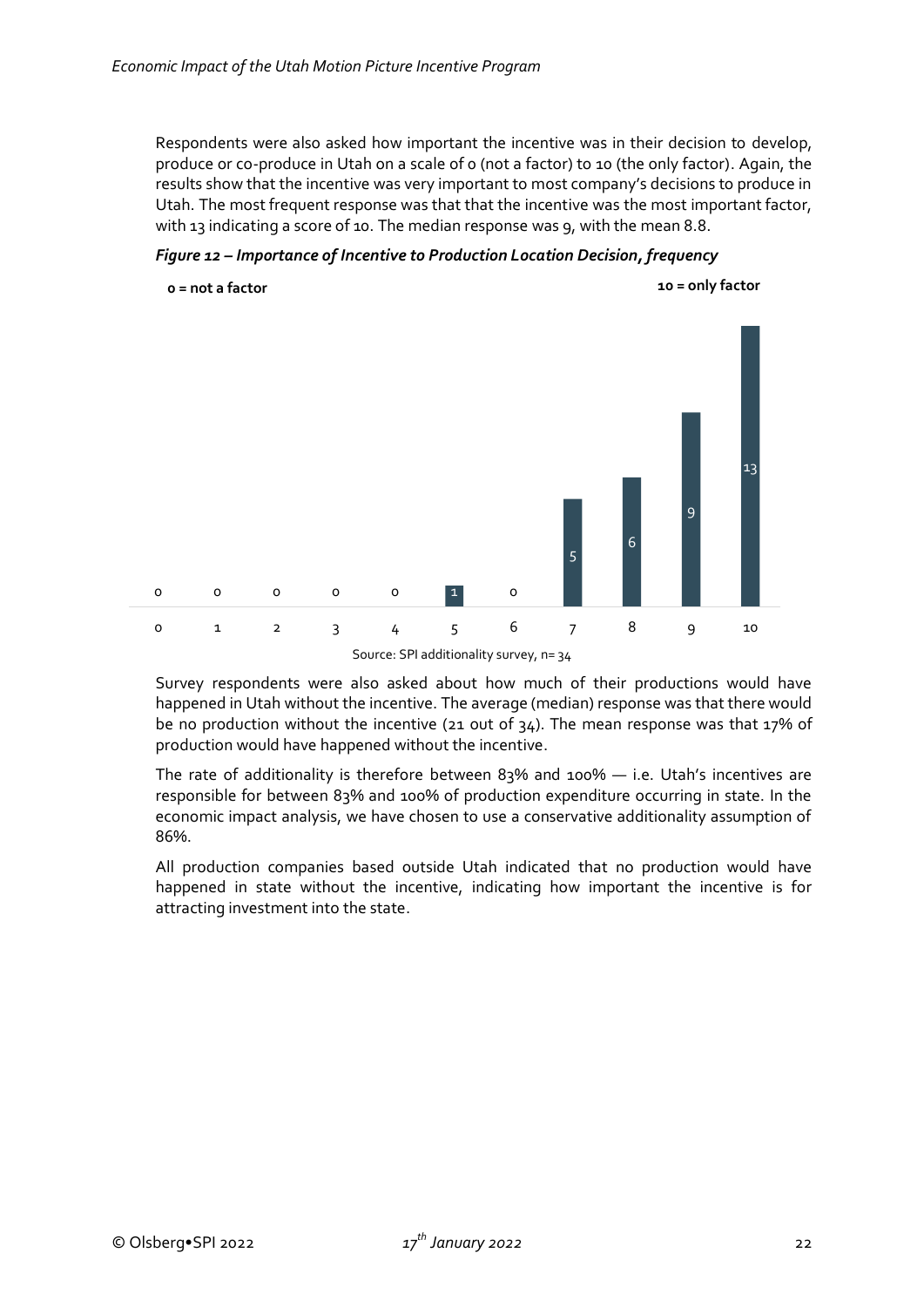Respondents were also asked how important the incentive was in their decision to develop, produce or co-produce in Utah on a scale of 0 (not a factor) to 10 (the only factor). Again, the results show that the incentive was very important to most company's decisions to produce in Utah. The most frequent response was that that the incentive was the most important factor, with 13 indicating a score of 10. The median response was 9, with the mean 8.8.

***Figure 12 – Importance of Incentive to Production Location Decision, frequency***

| Score | 0 | 1 | 2 | 3 | 4 | 5 | 6 | 7 | 8 | 9 | 10 |
|---|---|---|---|---|---|---|---|---|---|---|---|
| Frequency | 0 | 0 | 0 | 0 | 0 | 1 | 0 | 5 | 6 | 9 | 13 |

0 = not a factor; 10 = only factor

Source: SPI additionality survey, n= 34

Survey respondents were also asked about how much of their productions would have happened in Utah without the incentive. The average (median) response was that there would be no production without the incentive (21 out of 34). The mean response was that 17% of production would have happened without the incentive.

The rate of additionality is therefore between 83% and 100% — i.e. Utah's incentives are responsible for between 83% and 100% of production expenditure occurring in state. In the economic impact analysis, we have chosen to use a conservative additionality assumption of 86%.

All production companies based outside Utah indicated that no production would have happened in state without the incentive, indicating how important the incentive is for attracting investment into the state.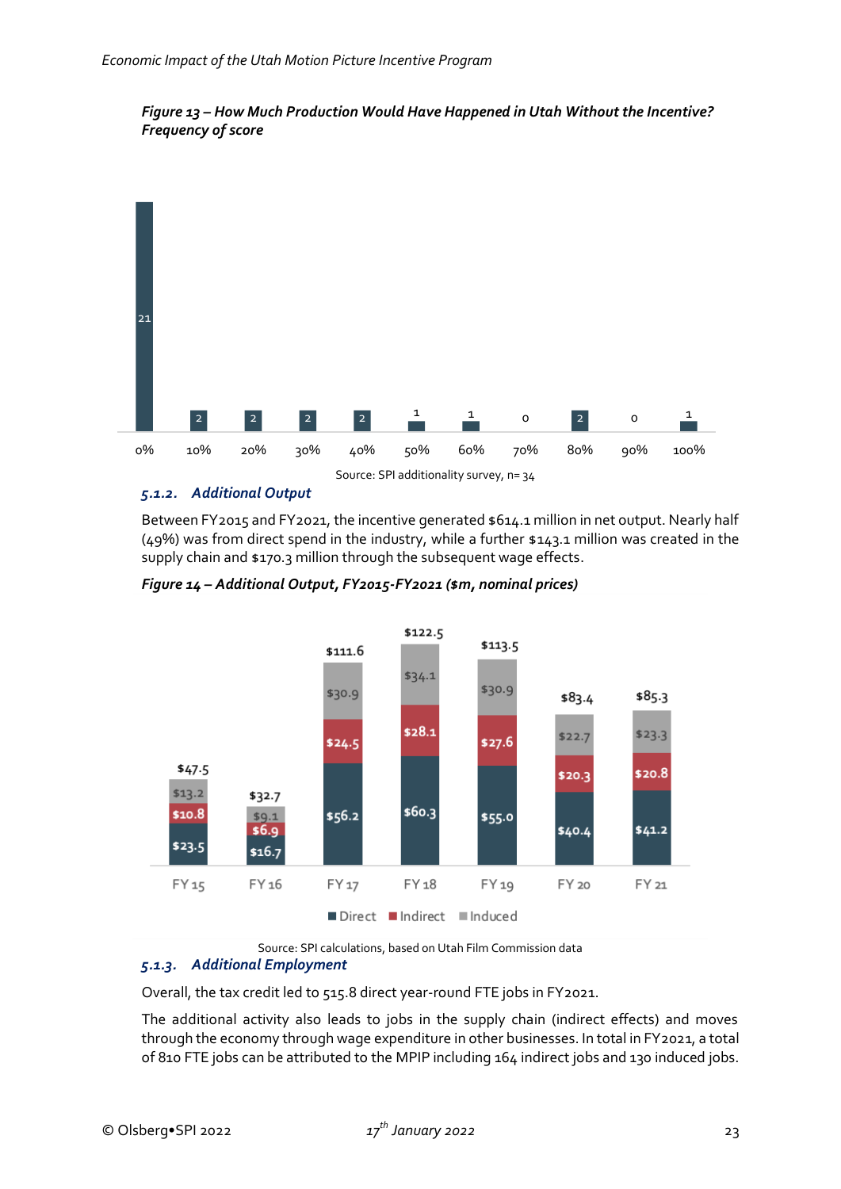*Figure 13 – How Much Production Would Have Happened in Utah Without the Incentive? Frequency of score*

| Score | 0% | 10% | 20% | 30% | 40% | 50% | 60% | 70% | 80% | 90% | 100% |
|---|---|---|---|---|---|---|---|---|---|---|---|
| Frequency | 21 | 2 | 2 | 2 | 2 | 1 | 1 | 0 | 2 | 0 | 1 |

Source: SPI additionality survey, n= 34

### 5.1.2. Additional Output

Between FY2015 and FY2021, the incentive generated $614.1 million in net output. Nearly half (49%) was from direct spend in the industry, while a further $143.1 million was created in the supply chain and $170.3 million through the subsequent wage effects.

*Figure 14 – Additional Output, FY2015-FY2021 ($m, nominal prices)*

| | FY 15 | FY 16 | FY 17 | FY 18 | FY 19 | FY 20 | FY 21 |
|---|---|---|---|---|---|---|---|
| Direct | $23.5 | $16.7 | $56.2 | $60.3 | $55.0 | $40.4 | $41.2 |
| Indirect | $10.8 | $6.9 | $24.5 | $28.1 | $27.6 | $20.3 | $20.8 |
| Induced | $13.2 | $9.1 | $30.9 | $34.1 | $30.9 | $22.7 | $23.3 |
| Total | $47.5 | $32.7 | $111.6 | $122.5 | $113.5 | $83.4 | $85.3 |

Source: SPI calculations, based on Utah Film Commission data

### 5.1.3. Additional Employment

Overall, the tax credit led to 515.8 direct year-round FTE jobs in FY2021.

The additional activity also leads to jobs in the supply chain (indirect effects) and moves through the economy through wage expenditure in other businesses. In total in FY2021, a total of 810 FTE jobs can be attributed to the MPIP including 164 indirect jobs and 130 induced jobs.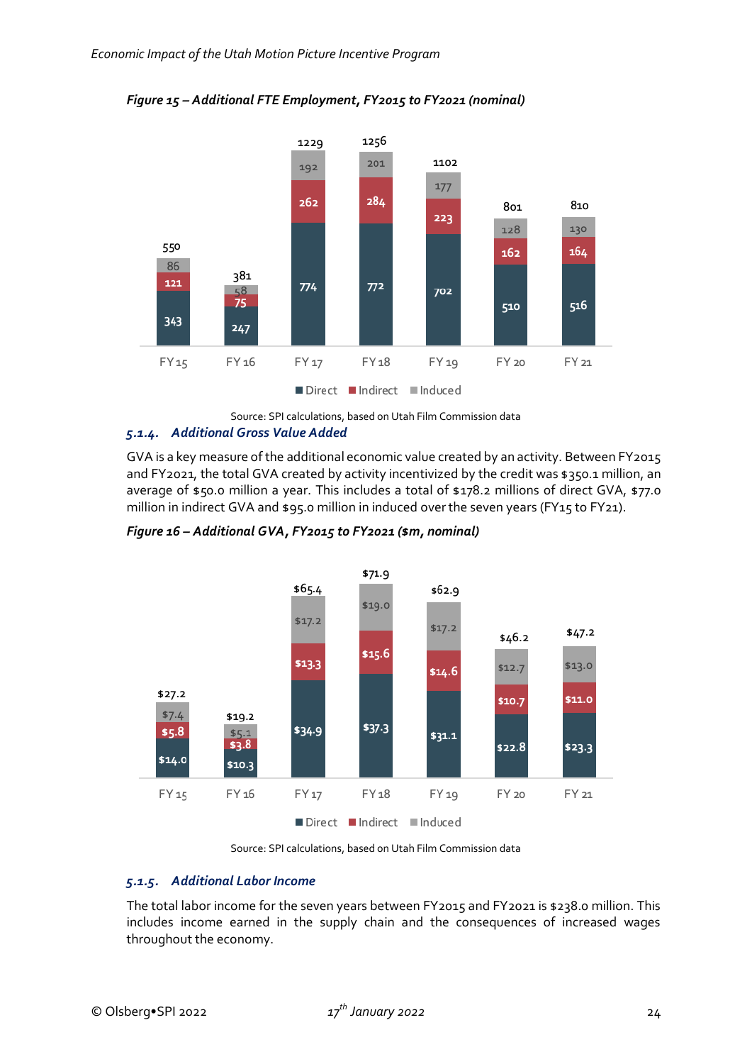*Figure 15 – Additional FTE Employment, FY2015 to FY2021 (nominal)*

| | FY 15 | FY 16 | FY 17 | FY 18 | FY 19 | FY 20 | FY 21 |
|---|---|---|---|---|---|---|---|
| Direct | 343 | 247 | 774 | 772 | 702 | 510 | 516 |
| Indirect | 121 | 75 | 262 | 284 | 223 | 162 | 164 |
| Induced | 86 | 58 | 192 | 201 | 177 | 128 | 130 |
| Total | 550 | 381 | 1229 | 1256 | 1102 | 801 | 810 |

Source: SPI calculations, based on Utah Film Commission data

### 5.1.4. Additional Gross Value Added

GVA is a key measure of the additional economic value created by an activity. Between FY2015 and FY2021, the total GVA created by activity incentivized by the credit was $350.1 million, an average of $50.0 million a year. This includes a total of $178.2 millions of direct GVA, $77.0 million in indirect GVA and $95.0 million in induced over the seven years (FY15 to FY21).

*Figure 16 – Additional GVA, FY2015 to FY2021 ($m, nominal)*

| | FY 15 | FY 16 | FY 17 | FY 18 | FY 19 | FY 20 | FY 21 |
|---|---|---|---|---|---|---|---|
| Direct | $14.0 | $10.3 | $34.9 | $37.3 | $31.1 | $22.8 | $23.3 |
| Indirect | $5.8 | $3.8 | $13.3 | $15.6 | $14.6 | $10.7 | $11.0 |
| Induced | $7.4 | $5.1 | $17.2 | $19.0 | $17.2 | $12.7 | $13.0 |
| Total | $27.2 | $19.2 | $65.4 | $71.9 | $62.9 | $46.2 | $47.2 |

Source: SPI calculations, based on Utah Film Commission data

### 5.1.5. Additional Labor Income

The total labor income for the seven years between FY2015 and FY2021 is $238.0 million. This includes income earned in the supply chain and the consequences of increased wages throughout the economy.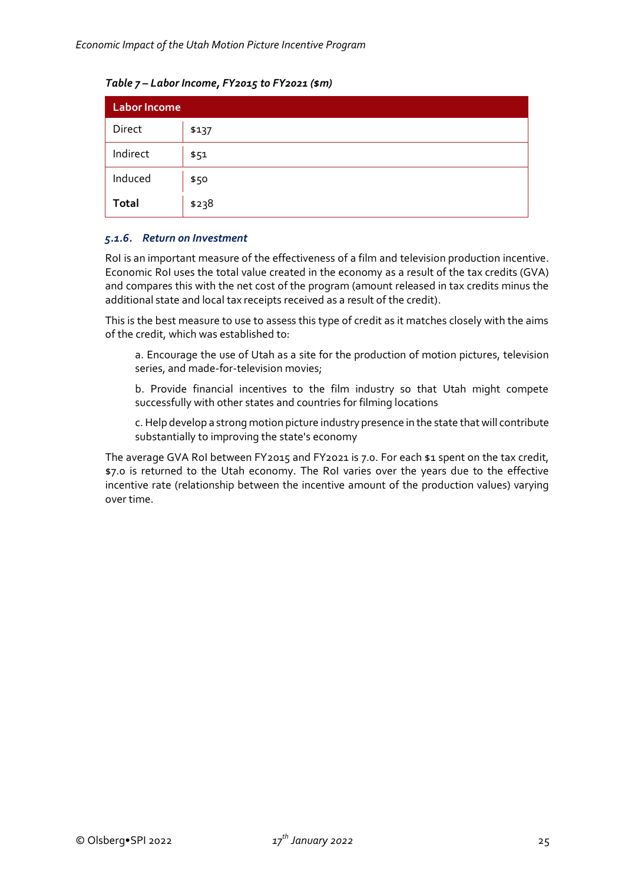*Table 7 – Labor Income, FY2015 to FY2021 ($m)*

| Labor Income | |
|---|---|
| Direct | $137 |
| Indirect | $51 |
| Induced | $50 |
| **Total** | $238 |

### *5.1.6. Return on Investment*

RoI is an important measure of the effectiveness of a film and television production incentive. Economic RoI uses the total value created in the economy as a result of the tax credits (GVA) and compares this with the net cost of the program (amount released in tax credits minus the additional state and local tax receipts received as a result of the credit).

This is the best measure to use to assess this type of credit as it matches closely with the aims of the credit, which was established to:

a. Encourage the use of Utah as a site for the production of motion pictures, television series, and made-for-television movies;

b. Provide financial incentives to the film industry so that Utah might compete successfully with other states and countries for filming locations

c. Help develop a strong motion picture industry presence in the state that will contribute substantially to improving the state's economy

The average GVA RoI between FY2015 and FY2021 is 7.0. For each $1 spent on the tax credit, $7.0 is returned to the Utah economy. The RoI varies over the years due to the effective incentive rate (relationship between the incentive amount of the production values) varying over time.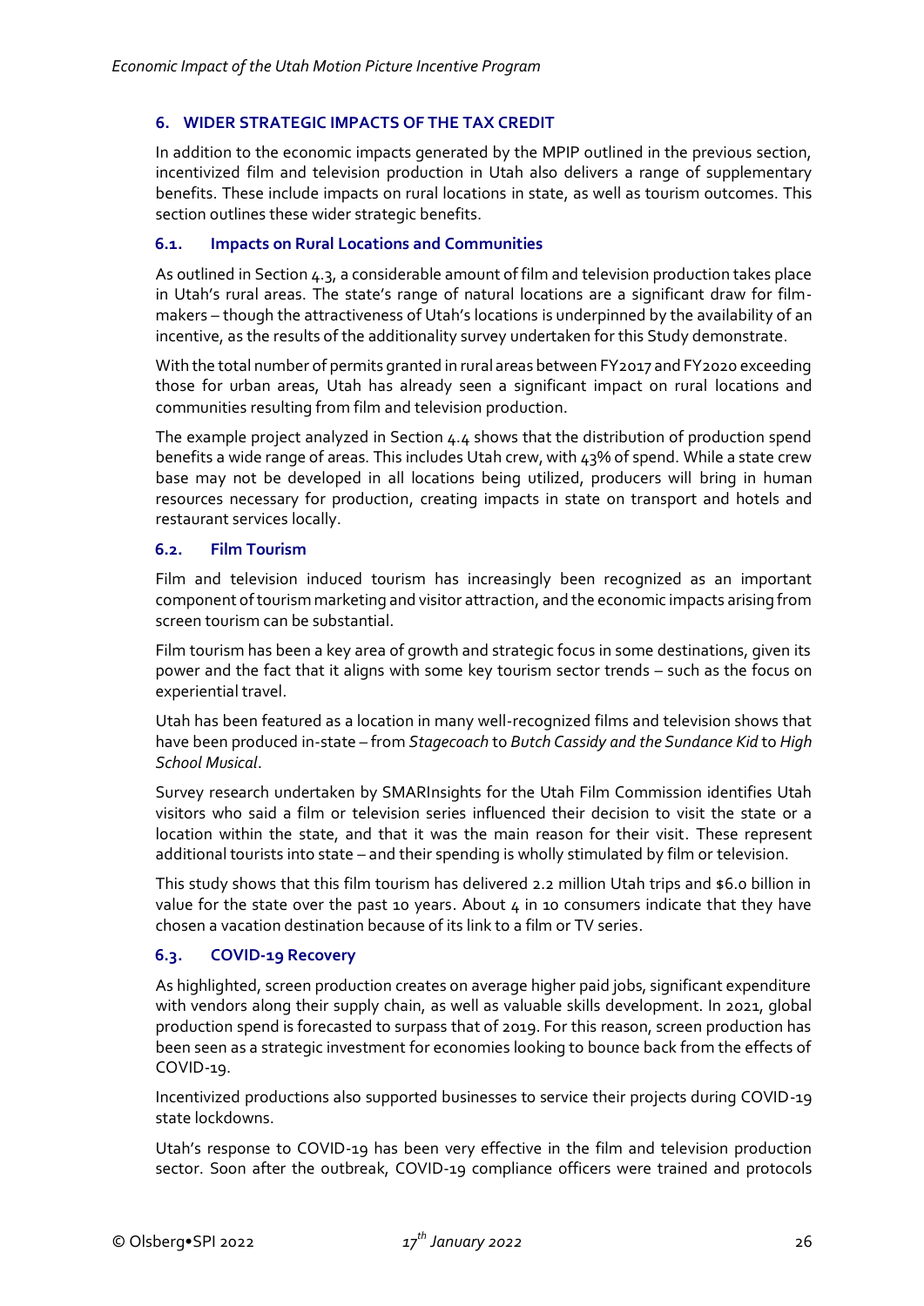## 6. WIDER STRATEGIC IMPACTS OF THE TAX CREDIT

In addition to the economic impacts generated by the MPIP outlined in the previous section, incentivized film and television production in Utah also delivers a range of supplementary benefits. These include impacts on rural locations in state, as well as tourism outcomes. This section outlines these wider strategic benefits.

### 6.1. Impacts on Rural Locations and Communities

As outlined in Section 4.3, a considerable amount of film and television production takes place in Utah's rural areas. The state's range of natural locations are a significant draw for film-makers – though the attractiveness of Utah's locations is underpinned by the availability of an incentive, as the results of the additionality survey undertaken for this Study demonstrate.

With the total number of permits granted in rural areas between FY2017 and FY2020 exceeding those for urban areas, Utah has already seen a significant impact on rural locations and communities resulting from film and television production.

The example project analyzed in Section 4.4 shows that the distribution of production spend benefits a wide range of areas. This includes Utah crew, with 43% of spend. While a state crew base may not be developed in all locations being utilized, producers will bring in human resources necessary for production, creating impacts in state on transport and hotels and restaurant services locally.

### 6.2. Film Tourism

Film and television induced tourism has increasingly been recognized as an important component of tourism marketing and visitor attraction, and the economic impacts arising from screen tourism can be substantial.

Film tourism has been a key area of growth and strategic focus in some destinations, given its power and the fact that it aligns with some key tourism sector trends – such as the focus on experiential travel.

Utah has been featured as a location in many well-recognized films and television shows that have been produced in-state – from *Stagecoach* to *Butch Cassidy and the Sundance Kid* to *High School Musical*.

Survey research undertaken by SMARInsights for the Utah Film Commission identifies Utah visitors who said a film or television series influenced their decision to visit the state or a location within the state, and that it was the main reason for their visit. These represent additional tourists into state – and their spending is wholly stimulated by film or television.

This study shows that this film tourism has delivered 2.2 million Utah trips and $6.0 billion in value for the state over the past 10 years. About 4 in 10 consumers indicate that they have chosen a vacation destination because of its link to a film or TV series.

### 6.3. COVID-19 Recovery

As highlighted, screen production creates on average higher paid jobs, significant expenditure with vendors along their supply chain, as well as valuable skills development. In 2021, global production spend is forecasted to surpass that of 2019. For this reason, screen production has been seen as a strategic investment for economies looking to bounce back from the effects of COVID-19.

Incentivized productions also supported businesses to service their projects during COVID-19 state lockdowns.

Utah's response to COVID-19 has been very effective in the film and television production sector. Soon after the outbreak, COVID-19 compliance officers were trained and protocols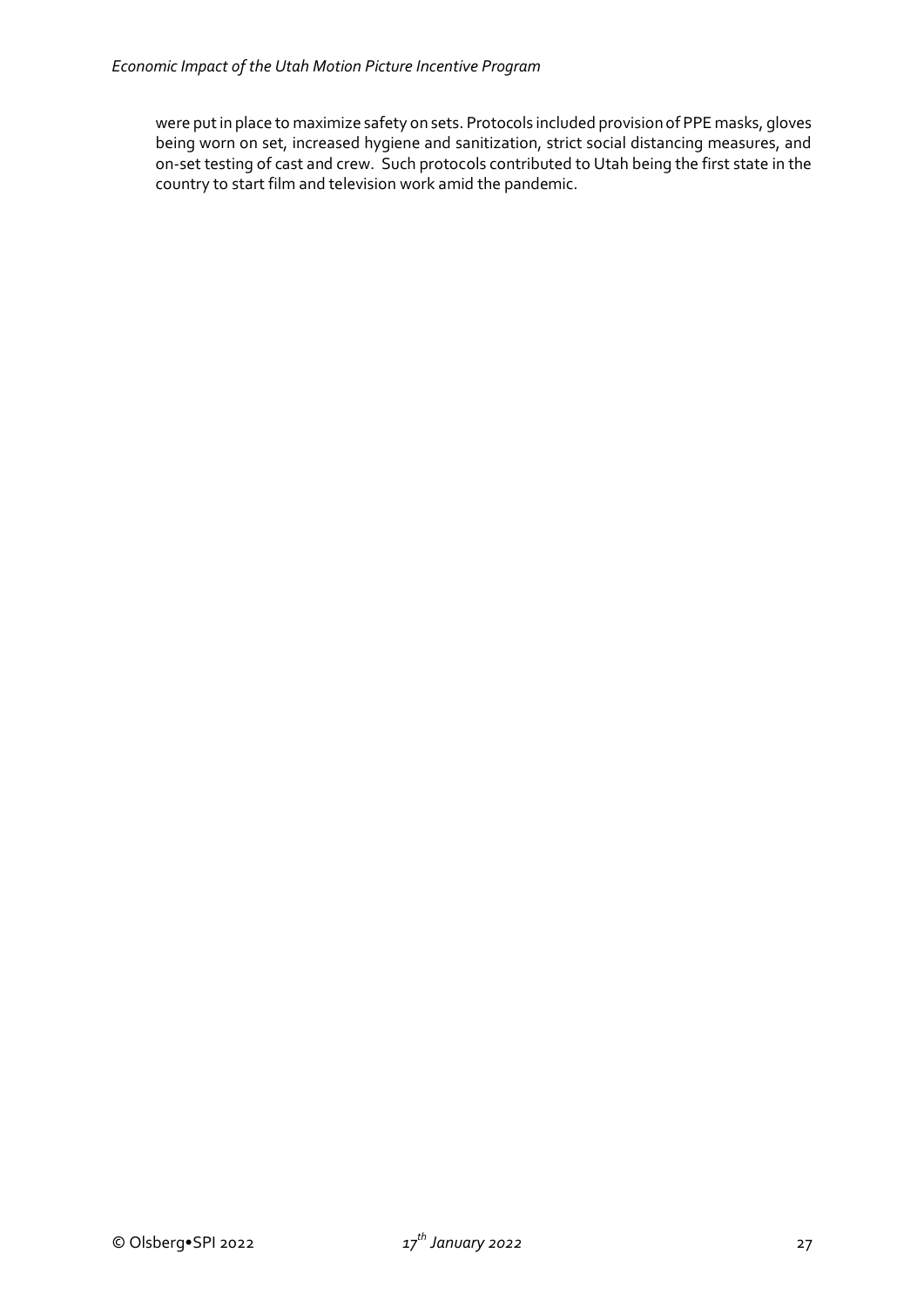were put in place to maximize safety on sets. Protocols included provision of PPE masks, gloves being worn on set, increased hygiene and sanitization, strict social distancing measures, and on-set testing of cast and crew. Such protocols contributed to Utah being the first state in the country to start film and television work amid the pandemic.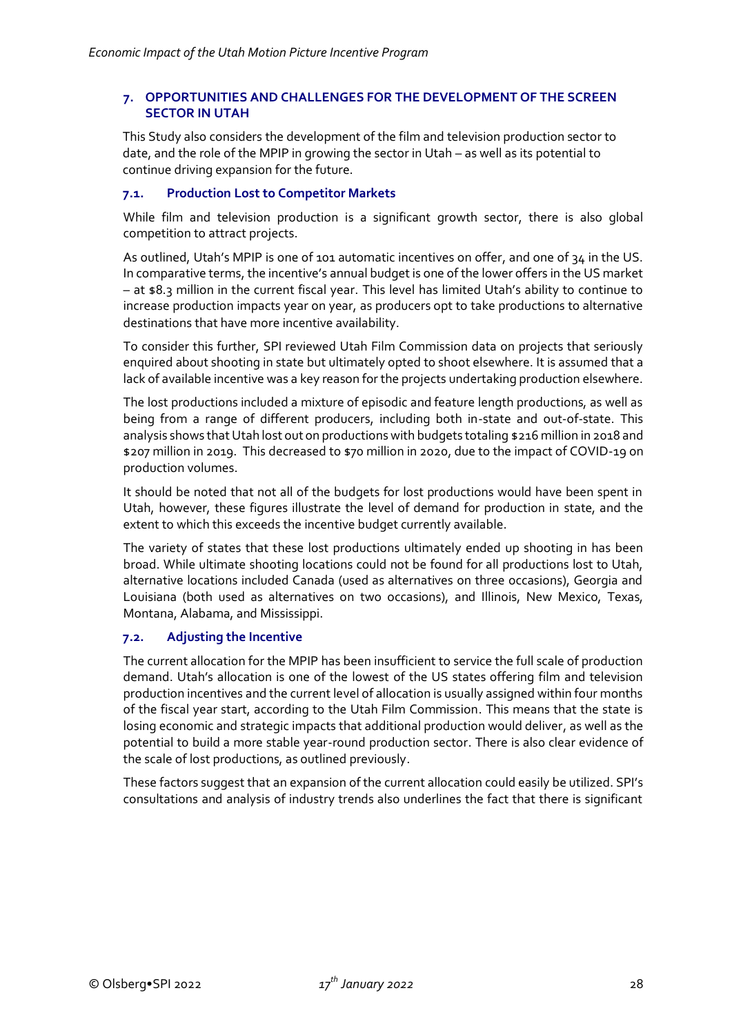## 7. OPPORTUNITIES AND CHALLENGES FOR THE DEVELOPMENT OF THE SCREEN SECTOR IN UTAH

This Study also considers the development of the film and television production sector to date, and the role of the MPIP in growing the sector in Utah – as well as its potential to continue driving expansion for the future.

### 7.1. Production Lost to Competitor Markets

While film and television production is a significant growth sector, there is also global competition to attract projects.

As outlined, Utah's MPIP is one of 101 automatic incentives on offer, and one of 34 in the US. In comparative terms, the incentive's annual budget is one of the lower offers in the US market – at $8.3 million in the current fiscal year. This level has limited Utah's ability to continue to increase production impacts year on year, as producers opt to take productions to alternative destinations that have more incentive availability.

To consider this further, SPI reviewed Utah Film Commission data on projects that seriously enquired about shooting in state but ultimately opted to shoot elsewhere. It is assumed that a lack of available incentive was a key reason for the projects undertaking production elsewhere.

The lost productions included a mixture of episodic and feature length productions, as well as being from a range of different producers, including both in-state and out-of-state. This analysis shows that Utah lost out on productions with budgets totaling $216 million in 2018 and $207 million in 2019. This decreased to $70 million in 2020, due to the impact of COVID-19 on production volumes.

It should be noted that not all of the budgets for lost productions would have been spent in Utah, however, these figures illustrate the level of demand for production in state, and the extent to which this exceeds the incentive budget currently available.

The variety of states that these lost productions ultimately ended up shooting in has been broad. While ultimate shooting locations could not be found for all productions lost to Utah, alternative locations included Canada (used as alternatives on three occasions), Georgia and Louisiana (both used as alternatives on two occasions), and Illinois, New Mexico, Texas, Montana, Alabama, and Mississippi.

### 7.2. Adjusting the Incentive

The current allocation for the MPIP has been insufficient to service the full scale of production demand. Utah's allocation is one of the lowest of the US states offering film and television production incentives and the current level of allocation is usually assigned within four months of the fiscal year start, according to the Utah Film Commission. This means that the state is losing economic and strategic impacts that additional production would deliver, as well as the potential to build a more stable year-round production sector. There is also clear evidence of the scale of lost productions, as outlined previously.

These factors suggest that an expansion of the current allocation could easily be utilized. SPI's consultations and analysis of industry trends also underlines the fact that there is significant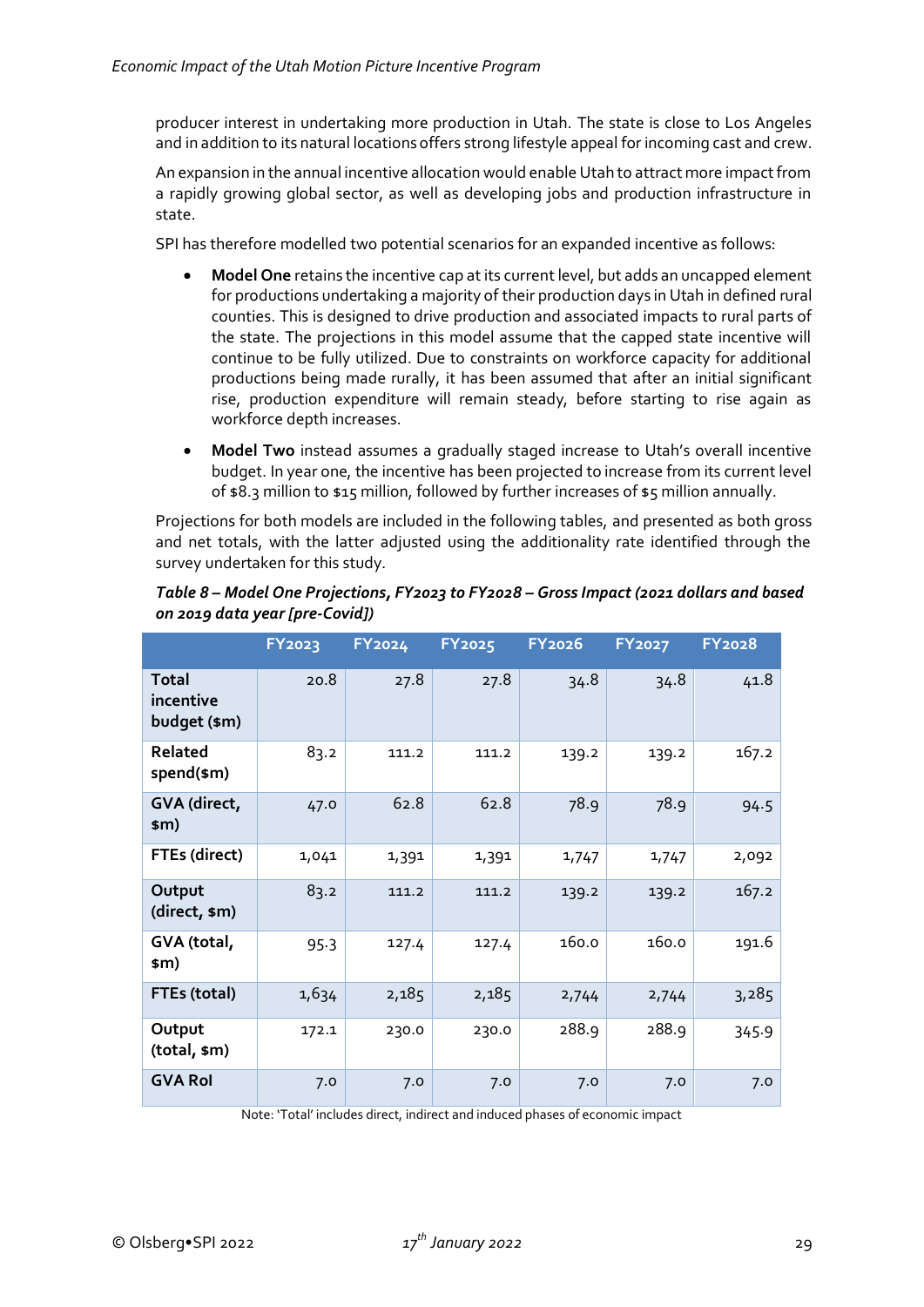producer interest in undertaking more production in Utah. The state is close to Los Angeles and in addition to its natural locations offers strong lifestyle appeal for incoming cast and crew.

An expansion in the annual incentive allocation would enable Utah to attract more impact from a rapidly growing global sector, as well as developing jobs and production infrastructure in state.

SPI has therefore modelled two potential scenarios for an expanded incentive as follows:

- **Model One** retains the incentive cap at its current level, but adds an uncapped element for productions undertaking a majority of their production days in Utah in defined rural counties. This is designed to drive production and associated impacts to rural parts of the state. The projections in this model assume that the capped state incentive will continue to be fully utilized. Due to constraints on workforce capacity for additional productions being made rurally, it has been assumed that after an initial significant rise, production expenditure will remain steady, before starting to rise again as workforce depth increases.
- **Model Two** instead assumes a gradually staged increase to Utah's overall incentive budget. In year one, the incentive has been projected to increase from its current level of $8.3 million to $15 million, followed by further increases of $5 million annually.

Projections for both models are included in the following tables, and presented as both gross and net totals, with the latter adjusted using the additionality rate identified through the survey undertaken for this study.

***Table 8 – Model One Projections, FY2023 to FY2028 – Gross Impact (2021 dollars and based on 2019 data year [pre-Covid])***

| | FY2023 | FY2024 | FY2025 | FY2026 | FY2027 | FY2028 |
|---|---|---|---|---|---|---|
| **Total incentive budget ($m)** | 20.8 | 27.8 | 27.8 | 34.8 | 34.8 | 41.8 |
| **Related spend($m)** | 83.2 | 111.2 | 111.2 | 139.2 | 139.2 | 167.2 |
| **GVA (direct, $m)** | 47.0 | 62.8 | 62.8 | 78.9 | 78.9 | 94.5 |
| **FTEs (direct)** | 1,041 | 1,391 | 1,391 | 1,747 | 1,747 | 2,092 |
| **Output (direct, $m)** | 83.2 | 111.2 | 111.2 | 139.2 | 139.2 | 167.2 |
| **GVA (total, $m)** | 95.3 | 127.4 | 127.4 | 160.0 | 160.0 | 191.6 |
| **FTEs (total)** | 1,634 | 2,185 | 2,185 | 2,744 | 2,744 | 3,285 |
| **Output (total, $m)** | 172.1 | 230.0 | 230.0 | 288.9 | 288.9 | 345.9 |
| **GVA RoI** | 7.0 | 7.0 | 7.0 | 7.0 | 7.0 | 7.0 |

Note: 'Total' includes direct, indirect and induced phases of economic impact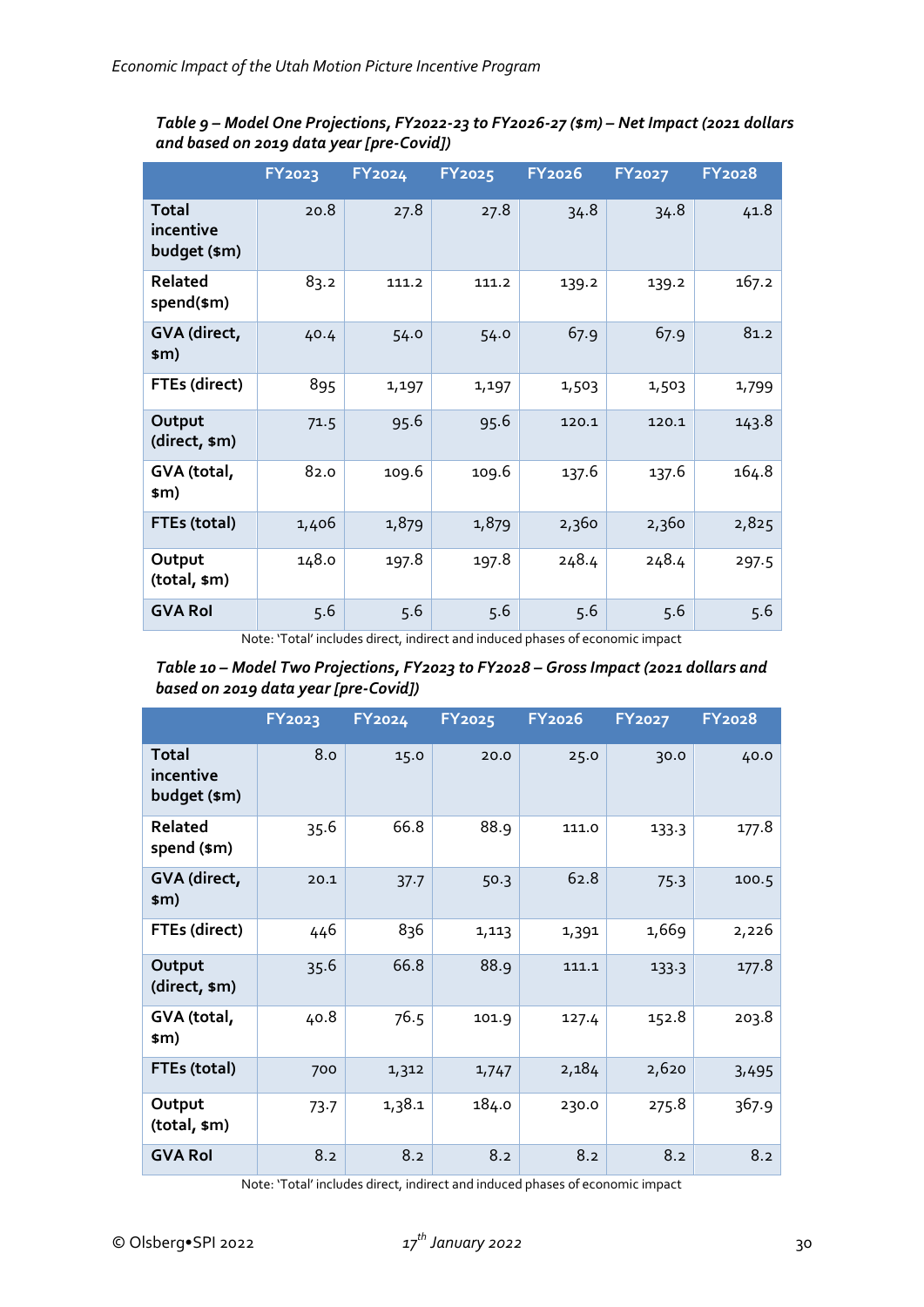*Table 9 – Model One Projections, FY2022-23 to FY2026-27 ($m) – Net Impact (2021 dollars and based on 2019 data year [pre-Covid])*

| | FY2023 | FY2024 | FY2025 | FY2026 | FY2027 | FY2028 |
|---|---|---|---|---|---|---|
| **Total incentive budget ($m)** | 20.8 | 27.8 | 27.8 | 34.8 | 34.8 | 41.8 |
| **Related spend($m)** | 83.2 | 111.2 | 111.2 | 139.2 | 139.2 | 167.2 |
| **GVA (direct, $m)** | 40.4 | 54.0 | 54.0 | 67.9 | 67.9 | 81.2 |
| **FTEs (direct)** | 895 | 1,197 | 1,197 | 1,503 | 1,503 | 1,799 |
| **Output (direct, $m)** | 71.5 | 95.6 | 95.6 | 120.1 | 120.1 | 143.8 |
| **GVA (total, $m)** | 82.0 | 109.6 | 109.6 | 137.6 | 137.6 | 164.8 |
| **FTEs (total)** | 1,406 | 1,879 | 1,879 | 2,360 | 2,360 | 2,825 |
| **Output (total, $m)** | 148.0 | 197.8 | 197.8 | 248.4 | 248.4 | 297.5 |
| **GVA RoI** | 5.6 | 5.6 | 5.6 | 5.6 | 5.6 | 5.6 |

Note: 'Total' includes direct, indirect and induced phases of economic impact

*Table 10 – Model Two Projections, FY2023 to FY2028 – Gross Impact (2021 dollars and based on 2019 data year [pre-Covid])*

| | FY2023 | FY2024 | FY2025 | FY2026 | FY2027 | FY2028 |
|---|---|---|---|---|---|---|
| **Total incentive budget ($m)** | 8.0 | 15.0 | 20.0 | 25.0 | 30.0 | 40.0 |
| **Related spend ($m)** | 35.6 | 66.8 | 88.9 | 111.0 | 133.3 | 177.8 |
| **GVA (direct, $m)** | 20.1 | 37.7 | 50.3 | 62.8 | 75.3 | 100.5 |
| **FTEs (direct)** | 446 | 836 | 1,113 | 1,391 | 1,669 | 2,226 |
| **Output (direct, $m)** | 35.6 | 66.8 | 88.9 | 111.1 | 133.3 | 177.8 |
| **GVA (total, $m)** | 40.8 | 76.5 | 101.9 | 127.4 | 152.8 | 203.8 |
| **FTEs (total)** | 700 | 1,312 | 1,747 | 2,184 | 2,620 | 3,495 |
| **Output (total, $m)** | 73.7 | 1,38.1 | 184.0 | 230.0 | 275.8 | 367.9 |
| **GVA RoI** | 8.2 | 8.2 | 8.2 | 8.2 | 8.2 | 8.2 |

Note: 'Total' includes direct, indirect and induced phases of economic impact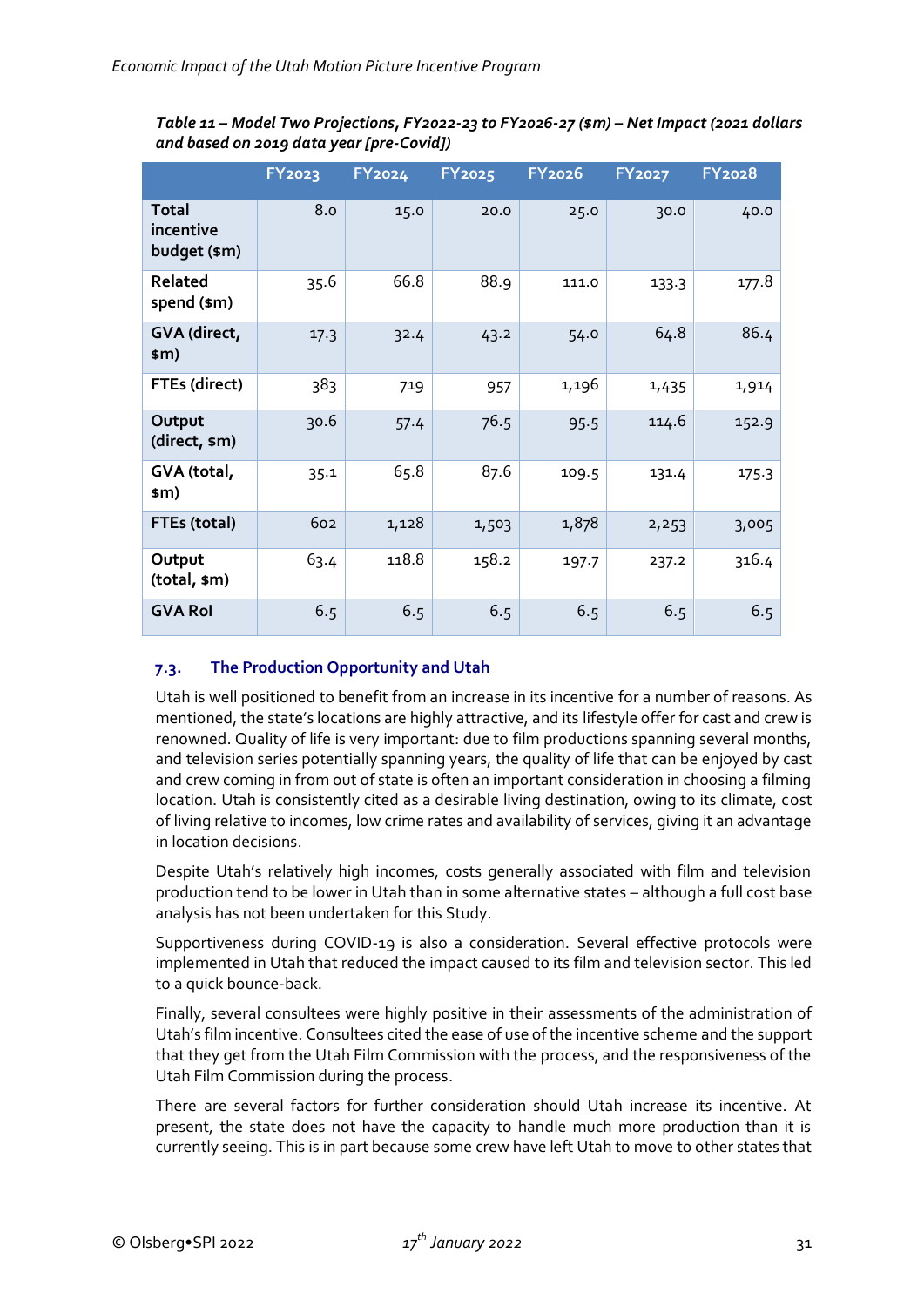*Table 11 – Model Two Projections, FY2022-23 to FY2026-27 ($m) – Net Impact (2021 dollars and based on 2019 data year [pre-Covid])*

| | FY2023 | FY2024 | FY2025 | FY2026 | FY2027 | FY2028 |
|---|---|---|---|---|---|---|
| **Total incentive budget ($m)** | 8.0 | 15.0 | 20.0 | 25.0 | 30.0 | 40.0 |
| **Related spend ($m)** | 35.6 | 66.8 | 88.9 | 111.0 | 133.3 | 177.8 |
| **GVA (direct, $m)** | 17.3 | 32.4 | 43.2 | 54.0 | 64.8 | 86.4 |
| **FTEs (direct)** | 383 | 719 | 957 | 1,196 | 1,435 | 1,914 |
| **Output (direct, $m)** | 30.6 | 57.4 | 76.5 | 95.5 | 114.6 | 152.9 |
| **GVA (total, $m)** | 35.1 | 65.8 | 87.6 | 109.5 | 131.4 | 175.3 |
| **FTEs (total)** | 602 | 1,128 | 1,503 | 1,878 | 2,253 | 3,005 |
| **Output (total, $m)** | 63.4 | 118.8 | 158.2 | 197.7 | 237.2 | 316.4 |
| **GVA RoI** | 6.5 | 6.5 | 6.5 | 6.5 | 6.5 | 6.5 |

### 7.3. The Production Opportunity and Utah

Utah is well positioned to benefit from an increase in its incentive for a number of reasons. As mentioned, the state's locations are highly attractive, and its lifestyle offer for cast and crew is renowned. Quality of life is very important: due to film productions spanning several months, and television series potentially spanning years, the quality of life that can be enjoyed by cast and crew coming in from out of state is often an important consideration in choosing a filming location. Utah is consistently cited as a desirable living destination, owing to its climate, cost of living relative to incomes, low crime rates and availability of services, giving it an advantage in location decisions.

Despite Utah's relatively high incomes, costs generally associated with film and television production tend to be lower in Utah than in some alternative states – although a full cost base analysis has not been undertaken for this Study.

Supportiveness during COVID-19 is also a consideration. Several effective protocols were implemented in Utah that reduced the impact caused to its film and television sector. This led to a quick bounce-back.

Finally, several consultees were highly positive in their assessments of the administration of Utah's film incentive. Consultees cited the ease of use of the incentive scheme and the support that they get from the Utah Film Commission with the process, and the responsiveness of the Utah Film Commission during the process.

There are several factors for further consideration should Utah increase its incentive. At present, the state does not have the capacity to handle much more production than it is currently seeing. This is in part because some crew have left Utah to move to other states that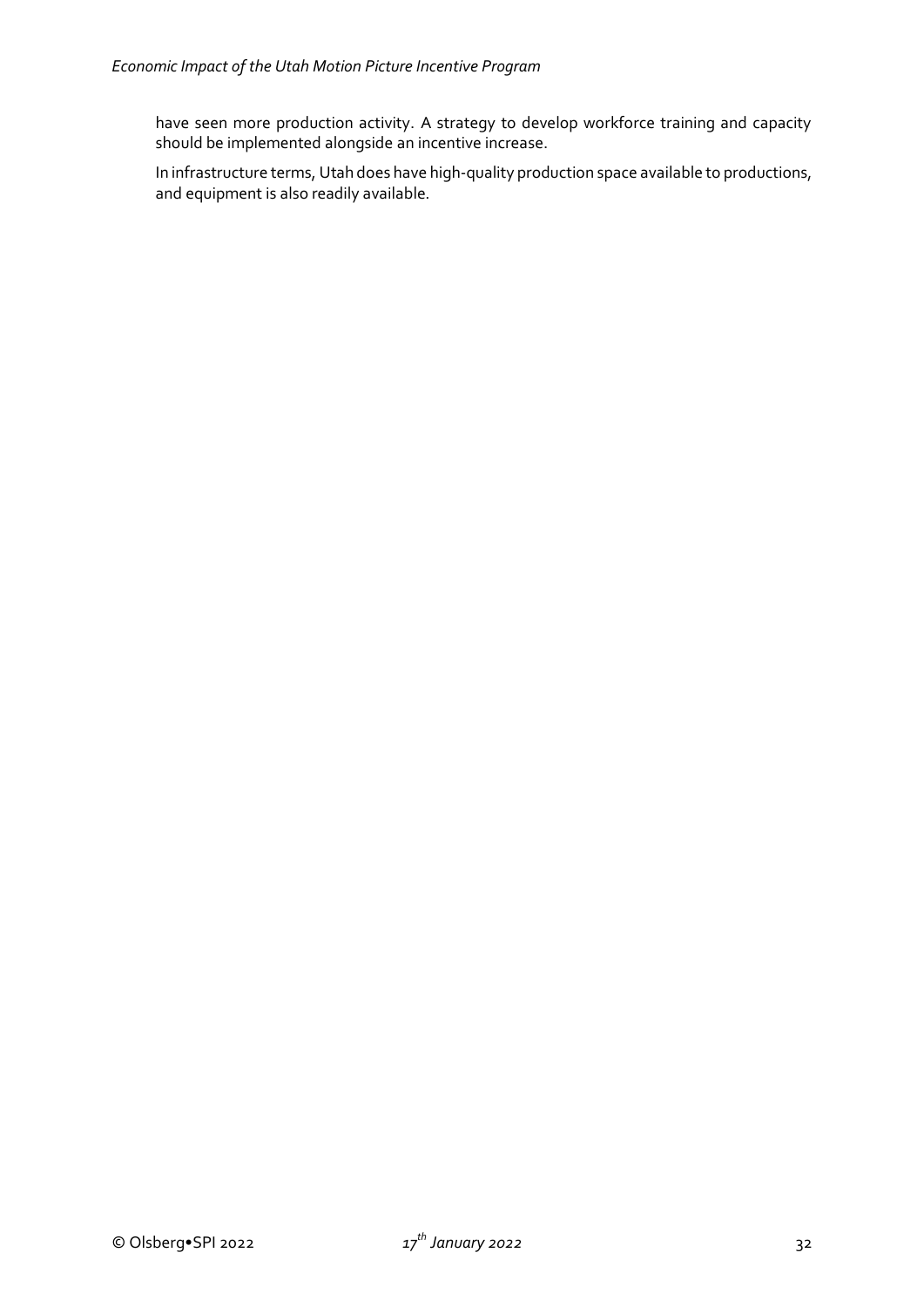have seen more production activity. A strategy to develop workforce training and capacity should be implemented alongside an incentive increase.

In infrastructure terms, Utah does have high-quality production space available to productions, and equipment is also readily available.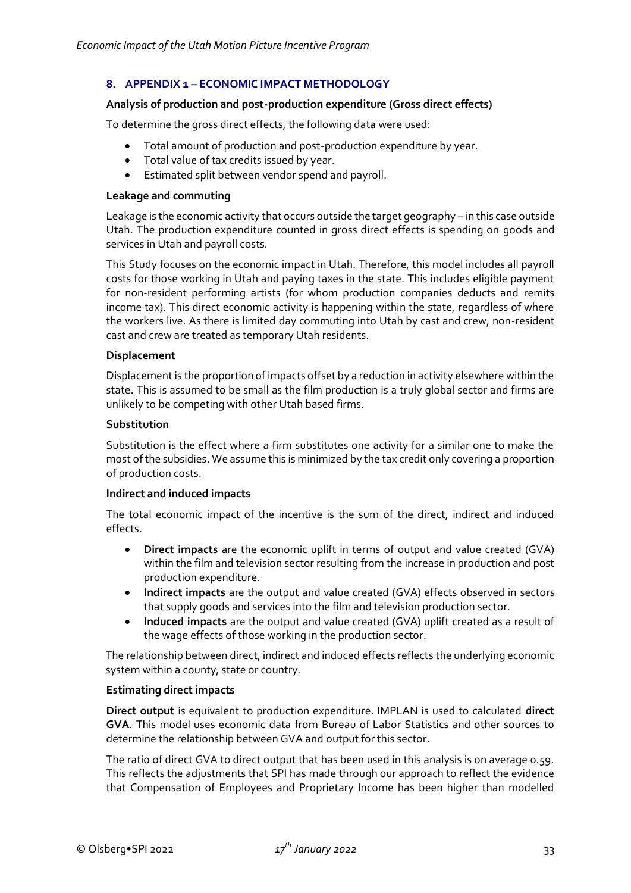## 8. APPENDIX 1 – ECONOMIC IMPACT METHODOLOGY

**Analysis of production and post-production expenditure (Gross direct effects)**

To determine the gross direct effects, the following data were used:

- Total amount of production and post-production expenditure by year.
- Total value of tax credits issued by year.
- Estimated split between vendor spend and payroll.

**Leakage and commuting**

Leakage is the economic activity that occurs outside the target geography – in this case outside Utah. The production expenditure counted in gross direct effects is spending on goods and services in Utah and payroll costs.

This Study focuses on the economic impact in Utah. Therefore, this model includes all payroll costs for those working in Utah and paying taxes in the state. This includes eligible payment for non-resident performing artists (for whom production companies deducts and remits income tax). This direct economic activity is happening within the state, regardless of where the workers live. As there is limited day commuting into Utah by cast and crew, non-resident cast and crew are treated as temporary Utah residents.

**Displacement**

Displacement is the proportion of impacts offset by a reduction in activity elsewhere within the state. This is assumed to be small as the film production is a truly global sector and firms are unlikely to be competing with other Utah based firms.

**Substitution**

Substitution is the effect where a firm substitutes one activity for a similar one to make the most of the subsidies. We assume this is minimized by the tax credit only covering a proportion of production costs.

**Indirect and induced impacts**

The total economic impact of the incentive is the sum of the direct, indirect and induced effects.

- **Direct impacts** are the economic uplift in terms of output and value created (GVA) within the film and television sector resulting from the increase in production and post production expenditure.
- **Indirect impacts** are the output and value created (GVA) effects observed in sectors that supply goods and services into the film and television production sector.
- **Induced impacts** are the output and value created (GVA) uplift created as a result of the wage effects of those working in the production sector.

The relationship between direct, indirect and induced effects reflects the underlying economic system within a county, state or country.

**Estimating direct impacts**

**Direct output** is equivalent to production expenditure. IMPLAN is used to calculated **direct GVA**. This model uses economic data from Bureau of Labor Statistics and other sources to determine the relationship between GVA and output for this sector.

The ratio of direct GVA to direct output that has been used in this analysis is on average 0.59. This reflects the adjustments that SPI has made through our approach to reflect the evidence that Compensation of Employees and Proprietary Income has been higher than modelled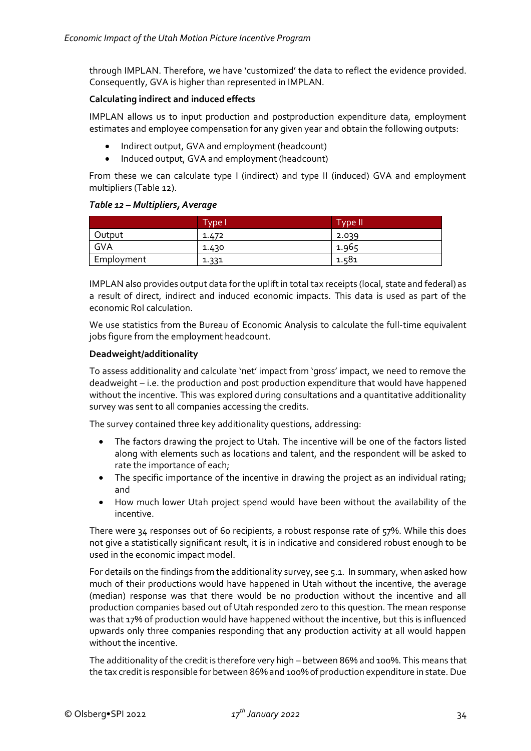through IMPLAN. Therefore, we have 'customized' the data to reflect the evidence provided. Consequently, GVA is higher than represented in IMPLAN.

**Calculating indirect and induced effects**

IMPLAN allows us to input production and postproduction expenditure data, employment estimates and employee compensation for any given year and obtain the following outputs:

- Indirect output, GVA and employment (headcount)
- Induced output, GVA and employment (headcount)

From these we can calculate type I (indirect) and type II (induced) GVA and employment multipliers (Table 12).

***Table 12 – Multipliers, Average***

| | Type I | Type II |
|---|---|---|
| Output | 1.472 | 2.039 |
| GVA | 1.430 | 1.965 |
| Employment | 1.331 | 1.581 |

IMPLAN also provides output data for the uplift in total tax receipts (local, state and federal) as a result of direct, indirect and induced economic impacts. This data is used as part of the economic RoI calculation.

We use statistics from the Bureau of Economic Analysis to calculate the full-time equivalent jobs figure from the employment headcount.

**Deadweight/additionality**

To assess additionality and calculate 'net' impact from 'gross' impact, we need to remove the deadweight – i.e. the production and post production expenditure that would have happened without the incentive. This was explored during consultations and a quantitative additionality survey was sent to all companies accessing the credits.

The survey contained three key additionality questions, addressing:

- The factors drawing the project to Utah. The incentive will be one of the factors listed along with elements such as locations and talent, and the respondent will be asked to rate the importance of each;
- The specific importance of the incentive in drawing the project as an individual rating; and
- How much lower Utah project spend would have been without the availability of the incentive.

There were 34 responses out of 60 recipients, a robust response rate of 57%. While this does not give a statistically significant result, it is in indicative and considered robust enough to be used in the economic impact model.

For details on the findings from the additionality survey, see 5.1. In summary, when asked how much of their productions would have happened in Utah without the incentive, the average (median) response was that there would be no production without the incentive and all production companies based out of Utah responded zero to this question. The mean response was that 17% of production would have happened without the incentive, but this is influenced upwards only three companies responding that any production activity at all would happen without the incentive.

The additionality of the credit is therefore very high – between 86% and 100%. This means that the tax credit is responsible for between 86% and 100% of production expenditure in state. Due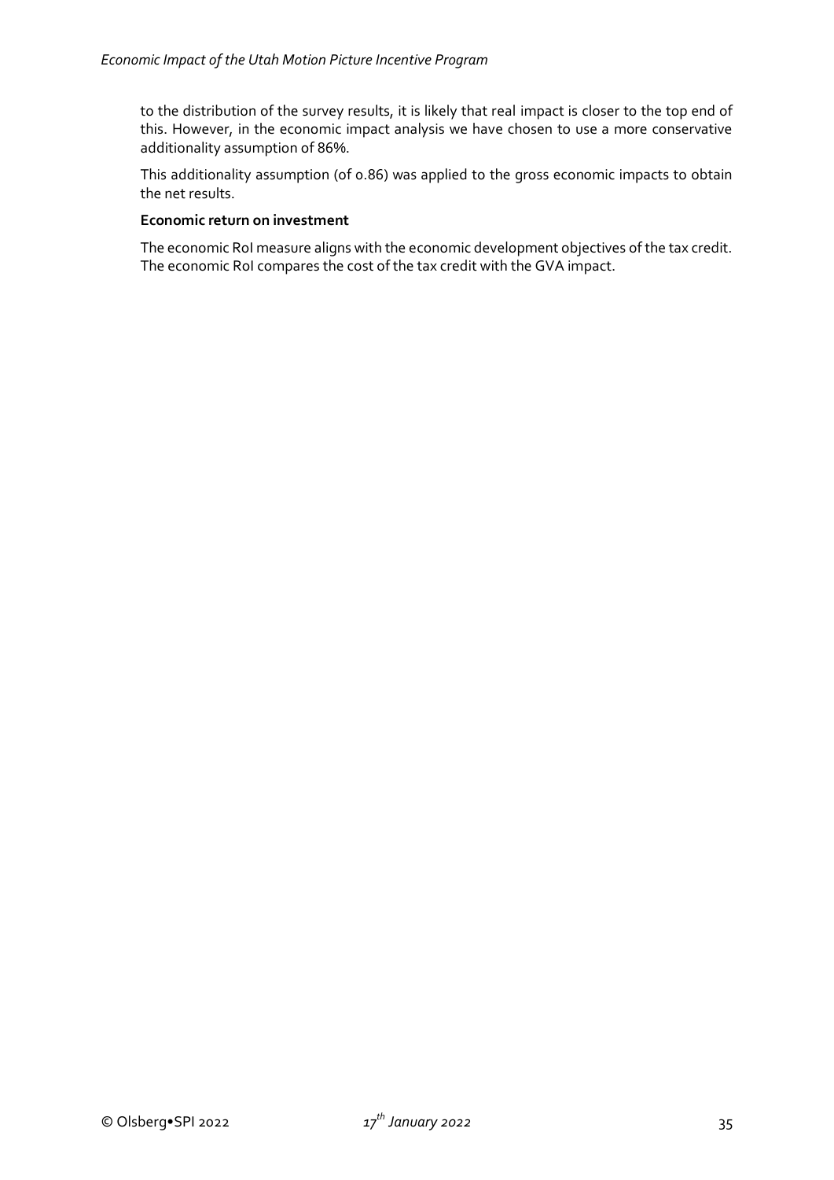to the distribution of the survey results, it is likely that real impact is closer to the top end of this. However, in the economic impact analysis we have chosen to use a more conservative additionality assumption of 86%.

This additionality assumption (of 0.86) was applied to the gross economic impacts to obtain the net results.

**Economic return on investment**

The economic RoI measure aligns with the economic development objectives of the tax credit. The economic RoI compares the cost of the tax credit with the GVA impact.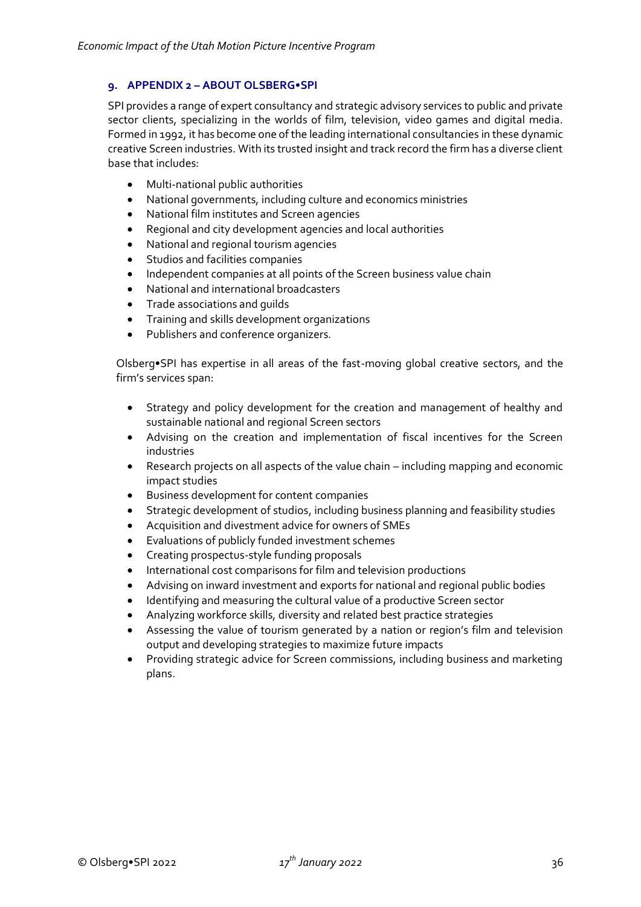## 9. APPENDIX 2 – ABOUT OLSBERG•SPI

SPI provides a range of expert consultancy and strategic advisory services to public and private sector clients, specializing in the worlds of film, television, video games and digital media. Formed in 1992, it has become one of the leading international consultancies in these dynamic creative Screen industries. With its trusted insight and track record the firm has a diverse client base that includes:

- Multi-national public authorities
- National governments, including culture and economics ministries
- National film institutes and Screen agencies
- Regional and city development agencies and local authorities
- National and regional tourism agencies
- Studios and facilities companies
- Independent companies at all points of the Screen business value chain
- National and international broadcasters
- Trade associations and guilds
- Training and skills development organizations
- Publishers and conference organizers.

Olsberg•SPI has expertise in all areas of the fast-moving global creative sectors, and the firm's services span:

- Strategy and policy development for the creation and management of healthy and sustainable national and regional Screen sectors
- Advising on the creation and implementation of fiscal incentives for the Screen industries
- Research projects on all aspects of the value chain – including mapping and economic impact studies
- Business development for content companies
- Strategic development of studios, including business planning and feasibility studies
- Acquisition and divestment advice for owners of SMEs
- Evaluations of publicly funded investment schemes
- Creating prospectus-style funding proposals
- International cost comparisons for film and television productions
- Advising on inward investment and exports for national and regional public bodies
- Identifying and measuring the cultural value of a productive Screen sector
- Analyzing workforce skills, diversity and related best practice strategies
- Assessing the value of tourism generated by a nation or region's film and television output and developing strategies to maximize future impacts
- Providing strategic advice for Screen commissions, including business and marketing plans.